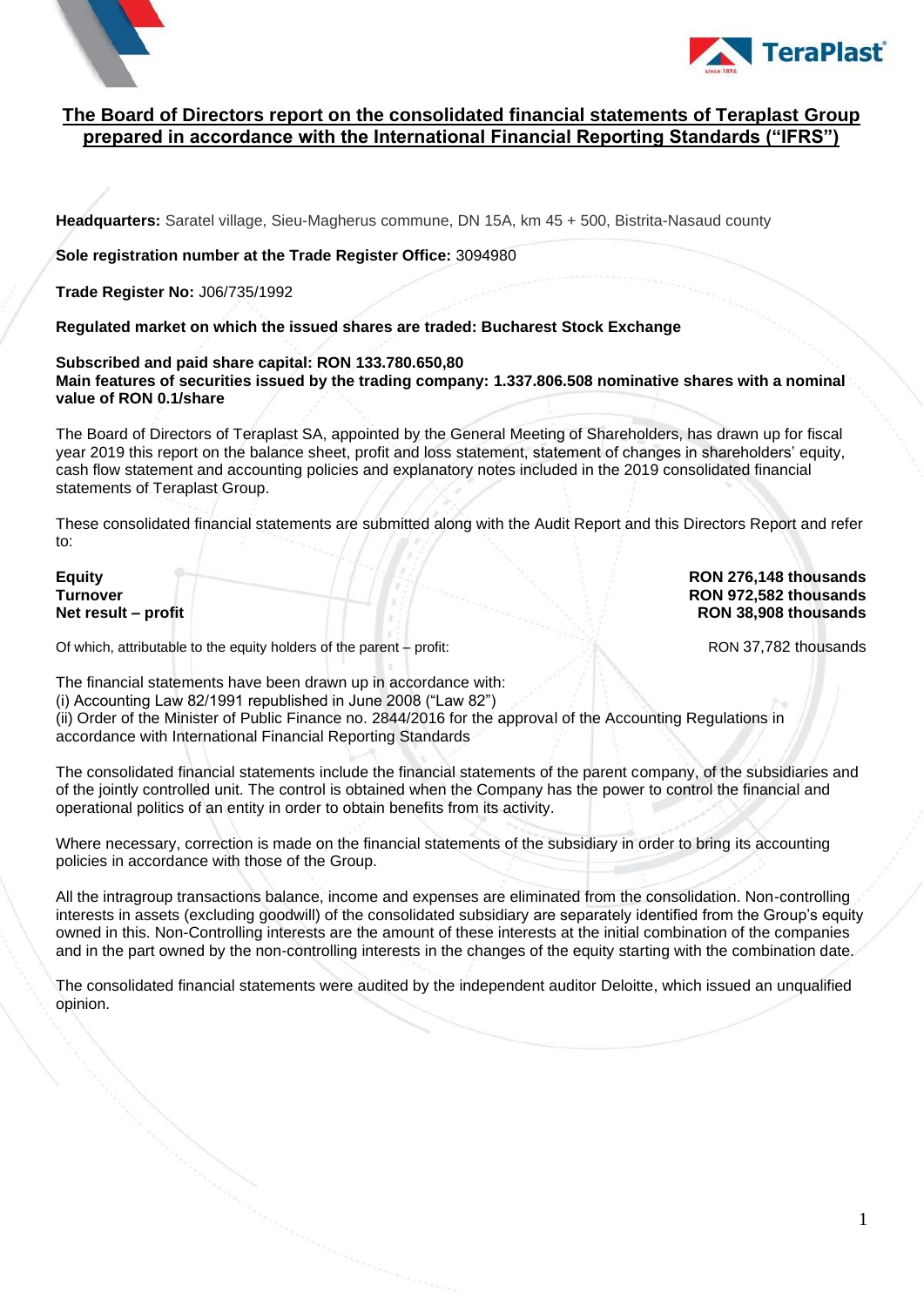# The Board of Directors report on the consolidated financial statements of Teraplast Group prepared in accordance with the International Financial Reporting Standards ("IFRS")

**Headquarters:** Saratel village, Sieu-Magherus commune, DN 15A, km 45 + 500, Bistrita-Nasaud county

**Sole registration number at the Trade Register Office:** 3094980

**Trade Register No:** J06/735/1992

**Regulated market on which the issued shares are traded: Bucharest Stock Exchange**

**Subscribed and paid share capital: RON 133.780.650,80**
**Main features of securities issued by the trading company: 1.337.806.508 nominative shares with a nominal value of RON 0.1/share**

The Board of Directors of Teraplast SA, appointed by the General Meeting of Shareholders, has drawn up for fiscal year 2019 this report on the balance sheet, profit and loss statement, statement of changes in shareholders' equity, cash flow statement and accounting policies and explanatory notes included in the 2019 consolidated financial statements of Teraplast Group.

These consolidated financial statements are submitted along with the Audit Report and this Directors Report and refer to:

| | |
|---|---|
| **Equity** | **RON 276,148 thousands** |
| **Turnover** | **RON 972,582 thousands** |
| **Net result – profit** | **RON 38,908 thousands** |
| Of which, attributable to the equity holders of the parent – profit: | RON 37,782 thousands |

The financial statements have been drawn up in accordance with:
(i) Accounting Law 82/1991 republished in June 2008 ("Law 82")
(ii) Order of the Minister of Public Finance no. 2844/2016 for the approval of the Accounting Regulations in accordance with International Financial Reporting Standards

The consolidated financial statements include the financial statements of the parent company, of the subsidiaries and of the jointly controlled unit. The control is obtained when the Company has the power to control the financial and operational politics of an entity in order to obtain benefits from its activity.

Where necessary, correction is made on the financial statements of the subsidiary in order to bring its accounting policies in accordance with those of the Group.

All the intragroup transactions balance, income and expenses are eliminated from the consolidation. Non-controlling interests in assets (excluding goodwill) of the consolidated subsidiary are separately identified from the Group's equity owned in this. Non-Controlling interests are the amount of these interests at the initial combination of the companies and in the part owned by the non-controlling interests in the changes of the equity starting with the combination date.

The consolidated financial statements were audited by the independent auditor Deloitte, which issued an unqualified opinion.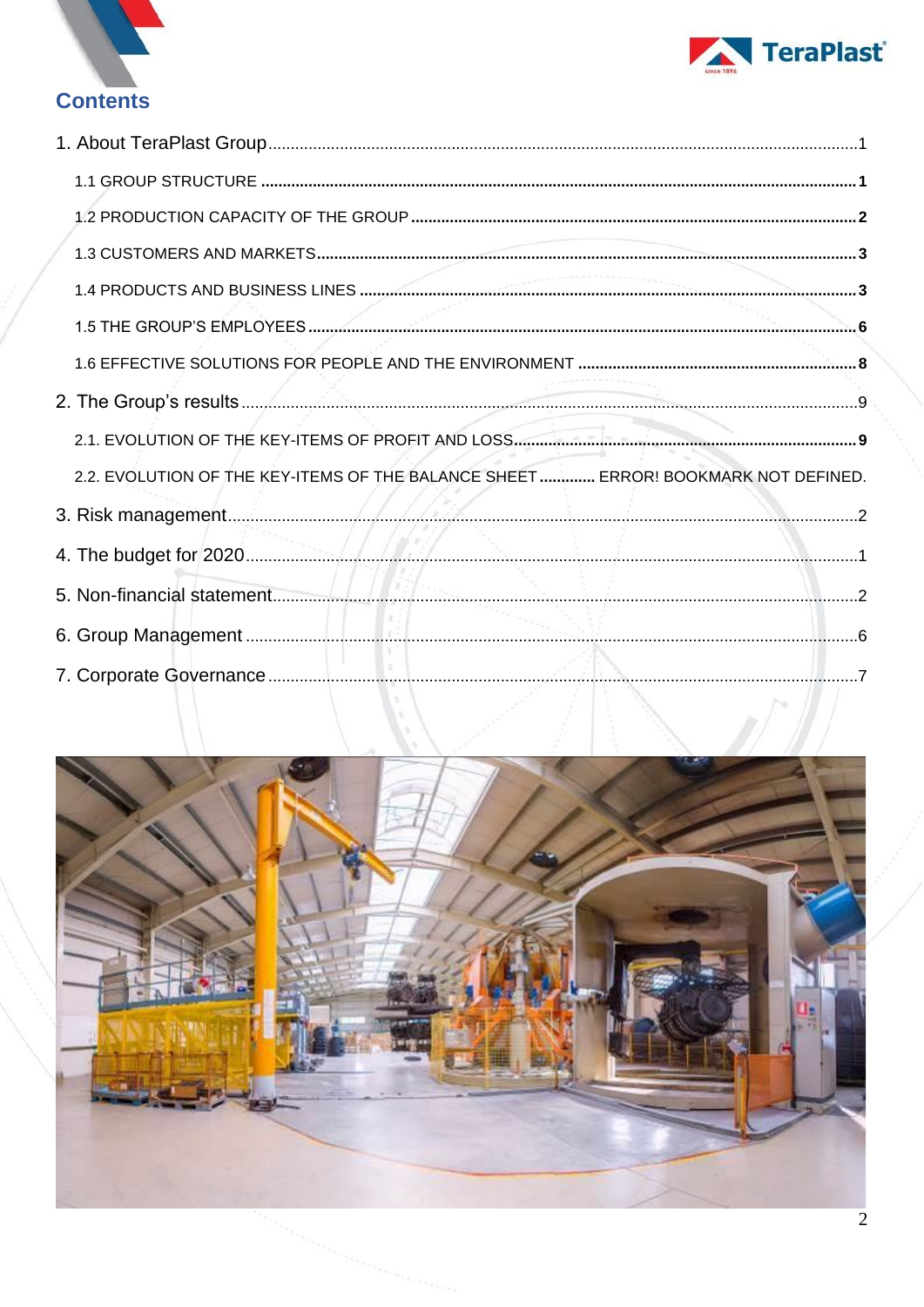# Contents

1. About TeraPlast Group ........................................................................................................ 1
   - 1.1 GROUP STRUCTURE ........................................................................................................ 1
   - 1.2 PRODUCTION CAPACITY OF THE GROUP ........................................................................ 2
   - 1.3 CUSTOMERS AND MARKETS .......................................................................................... 3
   - 1.4 PRODUCTS AND BUSINESS LINES .................................................................................. 3
   - 1.5 THE GROUP'S EMPLOYEES ............................................................................................ 6
   - 1.6 EFFECTIVE SOLUTIONS FOR PEOPLE AND THE ENVIRONMENT ...................................... 8
2. The Group's results ........................................................................................................... 9
   - 2.1. EVOLUTION OF THE KEY-ITEMS OF PROFIT AND LOSS ................................................... 9
   - 2.2. EVOLUTION OF THE KEY-ITEMS OF THE BALANCE SHEET ............ ERROR! BOOKMARK NOT DEFINED.
3. Risk management ............................................................................................................... 2
4. The budget for 2020 ........................................................................................................... 1
5. Non-financial statement ..................................................................................................... 2
6. Group Management ............................................................................................................ 6
7. Corporate Governance ........................................................................................................ 7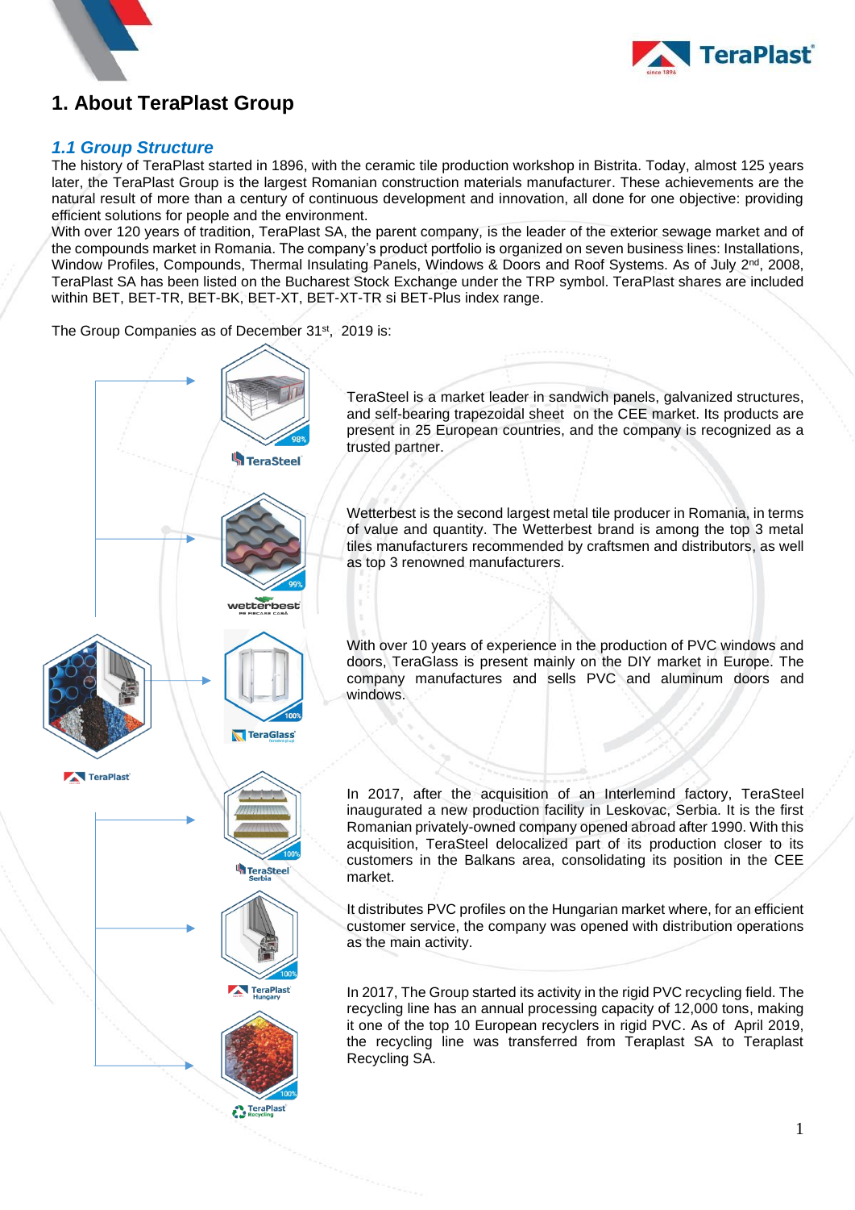# 1. About TeraPlast Group

## *1.1 Group Structure*

The history of TeraPlast started in 1896, with the ceramic tile production workshop in Bistrita. Today, almost 125 years later, the TeraPlast Group is the largest Romanian construction materials manufacturer. These achievements are the natural result of more than a century of continuous development and innovation, all done for one objective: providing efficient solutions for people and the environment.

With over 120 years of tradition, TeraPlast SA, the parent company, is the leader of the exterior sewage market and of the compounds market in Romania. The company's product portfolio is organized on seven business lines: Installations, Window Profiles, Compounds, Thermal Insulating Panels, Windows & Doors and Roof Systems. As of July 2nd, 2008, TeraPlast SA has been listed on the Bucharest Stock Exchange under the TRP symbol. TeraPlast shares are included within BET, BET-TR, BET-BK, BET-XT, BET-XT-TR si BET-Plus index range.

The Group Companies as of December 31st, 2019 is:

TeraPlast

TeraSteel – 98%

TeraSteel is a market leader in sandwich panels, galvanized structures, and self-bearing trapezoidal sheet on the CEE market. Its products are present in 25 European countries, and the company is recognized as a trusted partner.

wetterbest – 99%

Wetterbest is the second largest metal tile producer in Romania, in terms of value and quantity. The Wetterbest brand is among the top 3 metal tiles manufacturers recommended by craftsmen and distributors, as well as top 3 renowned manufacturers.

TeraGlass – 100%

With over 10 years of experience in the production of PVC windows and doors, TeraGlass is present mainly on the DIY market in Europe. The company manufactures and sells PVC and aluminum doors and windows.

TeraSteel Serbia – 100%

In 2017, after the acquisition of an Interlemind factory, TeraSteel inaugurated a new production facility in Leskovac, Serbia. It is the first Romanian privately-owned company opened abroad after 1990. With this acquisition, TeraSteel delocalized part of its production closer to its customers in the Balkans area, consolidating its position in the CEE market.

TeraPlast Hungary – 100%

It distributes PVC profiles on the Hungarian market where, for an efficient customer service, the company was opened with distribution operations as the main activity.

TeraPlast Recycling – 100%

In 2017, The Group started its activity in the rigid PVC recycling field. The recycling line has an annual processing capacity of 12,000 tons, making it one of the top 10 European recyclers in rigid PVC. As of April 2019, the recycling line was transferred from Teraplast SA to Teraplast Recycling SA.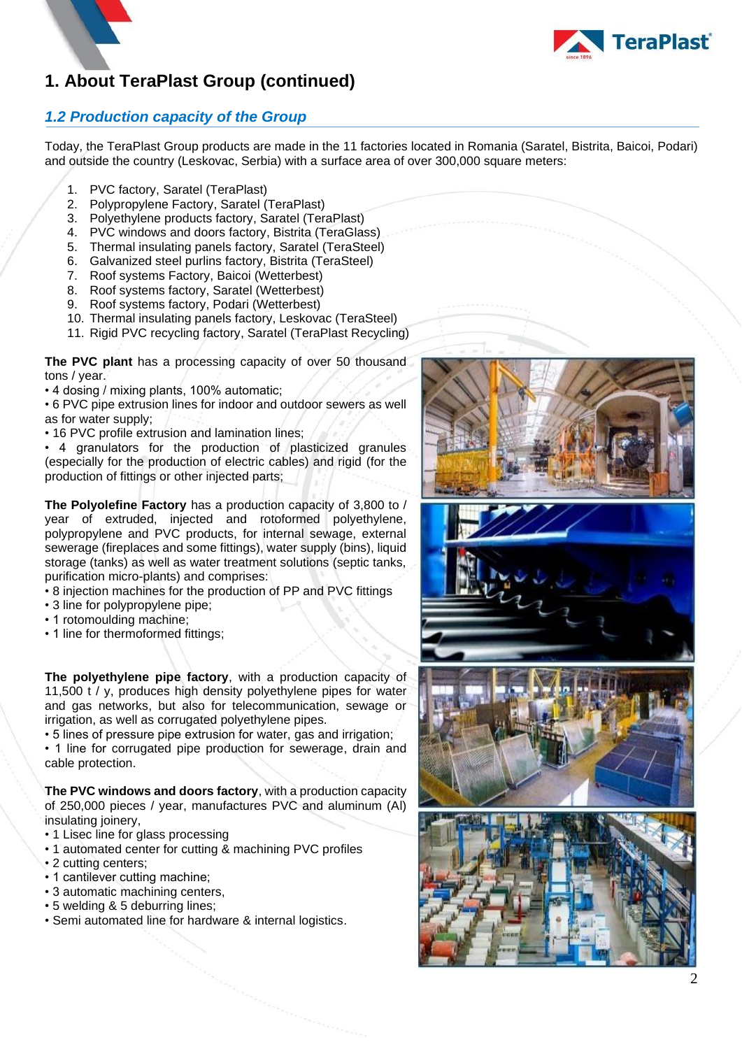# 1. About TeraPlast Group (continued)

## *1.2 Production capacity of the Group*

Today, the TeraPlast Group products are made in the 11 factories located in Romania (Saratel, Bistrita, Baicoi, Podari) and outside the country (Leskovac, Serbia) with a surface area of over 300,000 square meters:

1. PVC factory, Saratel (TeraPlast)
2. Polypropylene Factory, Saratel (TeraPlast)
3. Polyethylene products factory, Saratel (TeraPlast)
4. PVC windows and doors factory, Bistrita (TeraGlass)
5. Thermal insulating panels factory, Saratel (TeraSteel)
6. Galvanized steel purlins factory, Bistrita (TeraSteel)
7. Roof systems Factory, Baicoi (Wetterbest)
8. Roof systems factory, Saratel (Wetterbest)
9. Roof systems factory, Podari (Wetterbest)
10. Thermal insulating panels factory, Leskovac (TeraSteel)
11. Rigid PVC recycling factory, Saratel (TeraPlast Recycling)

**The PVC plant** has a processing capacity of over 50 thousand tons / year.
• 4 dosing / mixing plants, 100% automatic;
• 6 PVC pipe extrusion lines for indoor and outdoor sewers as well as for water supply;
• 16 PVC profile extrusion and lamination lines;
• 4 granulators for the production of plasticized granules (especially for the production of electric cables) and rigid (for the production of fittings or other injected parts;

**The Polyolefine Factory** has a production capacity of 3,800 to / year of extruded, injected and rotoformed polyethylene, polypropylene and PVC products, for internal sewage, external sewerage (fireplaces and some fittings), water supply (bins), liquid storage (tanks) as well as water treatment solutions (septic tanks, purification micro-plants) and comprises:
• 8 injection machines for the production of PP and PVC fittings
• 3 line for polypropylene pipe;
• 1 rotomoulding machine;
• 1 line for thermoformed fittings;

**The polyethylene pipe factory**, with a production capacity of 11,500 t / y, produces high density polyethylene pipes for water and gas networks, but also for telecommunication, sewage or irrigation, as well as corrugated polyethylene pipes.
• 5 lines of pressure pipe extrusion for water, gas and irrigation;
• 1 line for corrugated pipe production for sewerage, drain and cable protection.

**The PVC windows and doors factory**, with a production capacity of 250,000 pieces / year, manufactures PVC and aluminum (Al) insulating joinery,
• 1 Lisec line for glass processing
• 1 automated center for cutting & machining PVC profiles
• 2 cutting centers;
• 1 cantilever cutting machine;
• 3 automatic machining centers,
• 5 welding & 5 deburring lines;
• Semi automated line for hardware & internal logistics.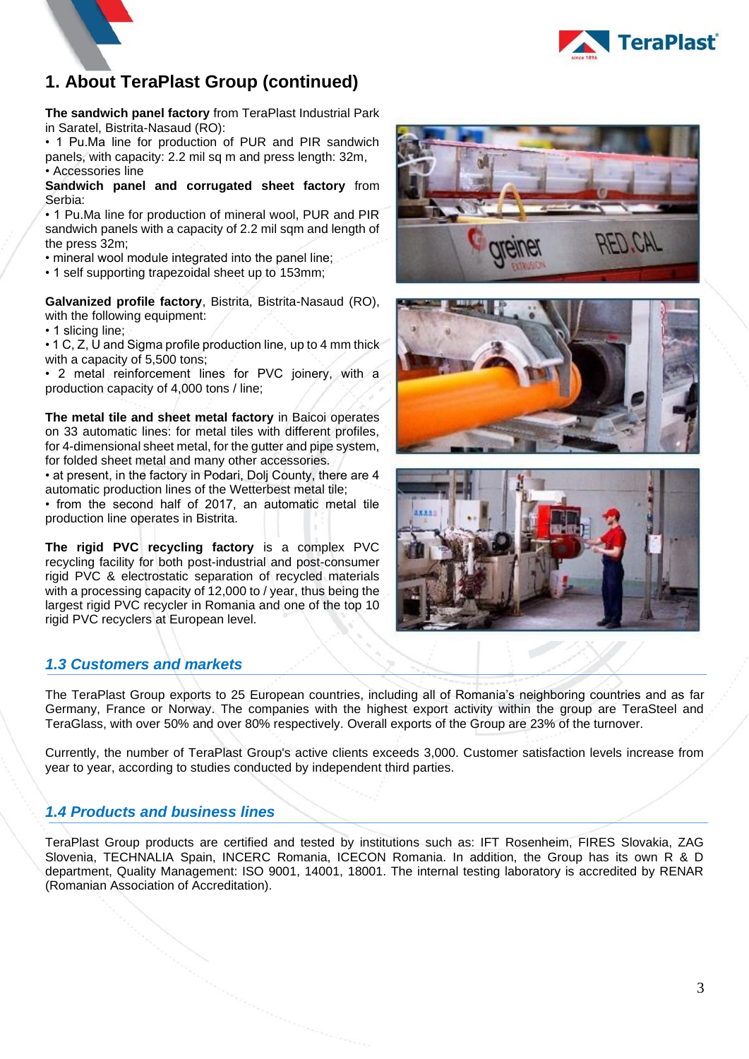# 1. About TeraPlast Group (continued)

**The sandwich panel factory** from TeraPlast Industrial Park in Saratel, Bistrita-Nasaud (RO):

- 1 Pu.Ma line for production of PUR and PIR sandwich panels, with capacity: 2.2 mil sq m and press length: 32m,
- Accessories line

**Sandwich panel and corrugated sheet factory** from Serbia:

- 1 Pu.Ma line for production of mineral wool, PUR and PIR sandwich panels with a capacity of 2.2 mil sqm and length of the press 32m;
- mineral wool module integrated into the panel line;
- 1 self supporting trapezoidal sheet up to 153mm;

**Galvanized profile factory**, Bistrita, Bistrita-Nasaud (RO), with the following equipment:

- 1 slicing line;
- 1 C, Z, U and Sigma profile production line, up to 4 mm thick with a capacity of 5,500 tons;
- 2 metal reinforcement lines for PVC joinery, with a production capacity of 4,000 tons / line;

**The metal tile and sheet metal factory** in Baicoi operates on 33 automatic lines: for metal tiles with different profiles, for 4-dimensional sheet metal, for the gutter and pipe system, for folded sheet metal and many other accessories.

- at present, in the factory in Podari, Dolj County, there are 4 automatic production lines of the Wetterbest metal tile;
- from the second half of 2017, an automatic metal tile production line operates in Bistrita.

**The rigid PVC recycling factory** is a complex PVC recycling facility for both post-industrial and post-consumer rigid PVC & electrostatic separation of recycled materials with a processing capacity of 12,000 to / year, thus being the largest rigid PVC recycler in Romania and one of the top 10 rigid PVC recyclers at European level.

## *1.3 Customers and markets*

The TeraPlast Group exports to 25 European countries, including all of Romania's neighboring countries and as far Germany, France or Norway. The companies with the highest export activity within the group are TeraSteel and TeraGlass, with over 50% and over 80% respectively. Overall exports of the Group are 23% of the turnover.

Currently, the number of TeraPlast Group's active clients exceeds 3,000. Customer satisfaction levels increase from year to year, according to studies conducted by independent third parties.

## *1.4 Products and business lines*

TeraPlast Group products are certified and tested by institutions such as: IFT Rosenheim, FIRES Slovakia, ZAG Slovenia, TECHNALIA Spain, INCERC Romania, ICECON Romania. In addition, the Group has its own R & D department, Quality Management: ISO 9001, 14001, 18001. The internal testing laboratory is accredited by RENAR (Romanian Association of Accreditation).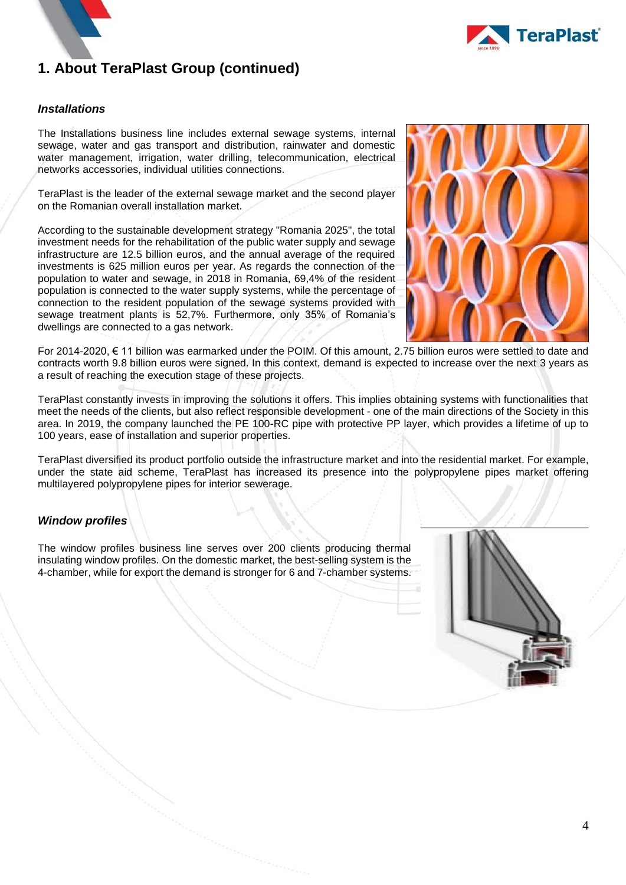# 1. About TeraPlast Group (continued)

### *Installations*

The Installations business line includes external sewage systems, internal sewage, water and gas transport and distribution, rainwater and domestic water management, irrigation, water drilling, telecommunication, electrical networks accessories, individual utilities connections.

TeraPlast is the leader of the external sewage market and the second player on the Romanian overall installation market.

According to the sustainable development strategy "Romania 2025", the total investment needs for the rehabilitation of the public water supply and sewage infrastructure are 12.5 billion euros, and the annual average of the required investments is 625 million euros per year. As regards the connection of the population to water and sewage, in 2018 in Romania, 69,4% of the resident population is connected to the water supply systems, while the percentage of connection to the resident population of the sewage systems provided with sewage treatment plants is 52,7%. Furthermore, only 35% of Romania's dwellings are connected to a gas network.

For 2014-2020, € 11 billion was earmarked under the POIM. Of this amount, 2.75 billion euros were settled to date and contracts worth 9.8 billion euros were signed. In this context, demand is expected to increase over the next 3 years as a result of reaching the execution stage of these projects.

TeraPlast constantly invests in improving the solutions it offers. This implies obtaining systems with functionalities that meet the needs of the clients, but also reflect responsible development - one of the main directions of the Society in this area. In 2019, the company launched the PE 100-RC pipe with protective PP layer, which provides a lifetime of up to 100 years, ease of installation and superior properties.

TeraPlast diversified its product portfolio outside the infrastructure market and into the residential market. For example, under the state aid scheme, TeraPlast has increased its presence into the polypropylene pipes market offering multilayered polypropylene pipes for interior sewerage.

### *Window profiles*

The window profiles business line serves over 200 clients producing thermal insulating window profiles. On the domestic market, the best-selling system is the 4-chamber, while for export the demand is stronger for 6 and 7-chamber systems.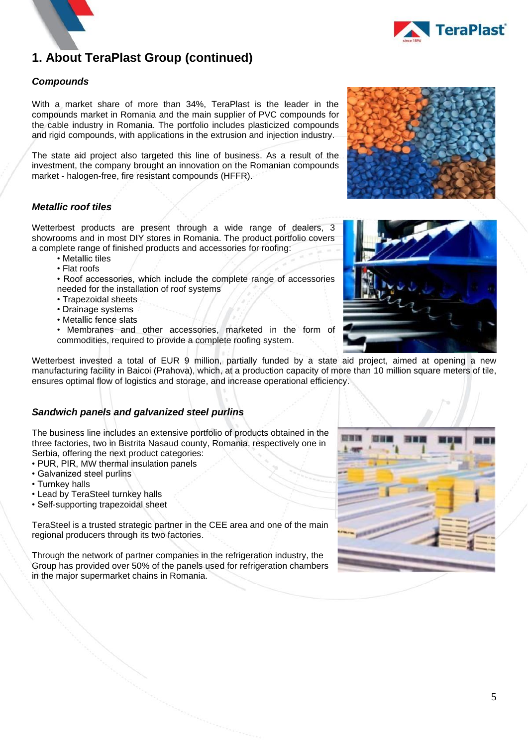# 1. About TeraPlast Group (continued)

### *Compounds*

With a market share of more than 34%, TeraPlast is the leader in the compounds market in Romania and the main supplier of PVC compounds for the cable industry in Romania. The portfolio includes plasticized compounds and rigid compounds, with applications in the extrusion and injection industry.

The state aid project also targeted this line of business. As a result of the investment, the company brought an innovation on the Romanian compounds market - halogen-free, fire resistant compounds (HFFR).

### *Metallic roof tiles*

Wetterbest products are present through a wide range of dealers, 3 showrooms and in most DIY stores in Romania. The product portfolio covers a complete range of finished products and accessories for roofing:

- Metallic tiles
- Flat roofs
- Roof accessories, which include the complete range of accessories needed for the installation of roof systems
- Trapezoidal sheets
- Drainage systems
- Metallic fence slats
- Membranes and other accessories, marketed in the form of commodities, required to provide a complete roofing system.

Wetterbest invested a total of EUR 9 million, partially funded by a state aid project, aimed at opening a new manufacturing facility in Baicoi (Prahova), which, at a production capacity of more than 10 million square meters of tile, ensures optimal flow of logistics and storage, and increase operational efficiency.

### *Sandwich panels and galvanized steel purlins*

The business line includes an extensive portfolio of products obtained in the three factories, two in Bistrita Nasaud county, Romania, respectively one in Serbia, offering the next product categories:

- PUR, PIR, MW thermal insulation panels
- Galvanized steel purlins
- Turnkey halls
- Lead by TeraSteel turnkey halls
- Self-supporting trapezoidal sheet

TeraSteel is a trusted strategic partner in the CEE area and one of the main regional producers through its two factories.

Through the network of partner companies in the refrigeration industry, the Group has provided over 50% of the panels used for refrigeration chambers in the major supermarket chains in Romania.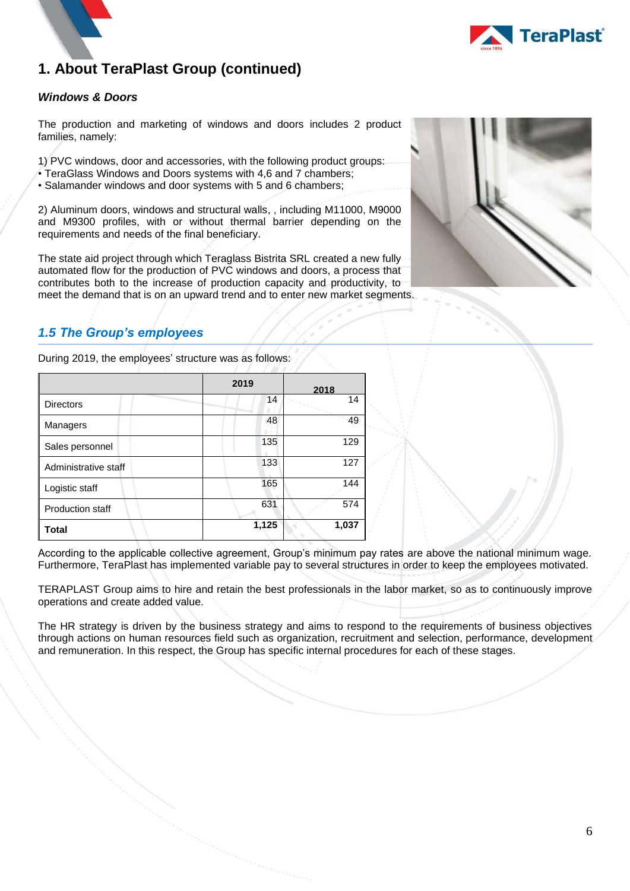# 1. About TeraPlast Group (continued)

***Windows & Doors***

The production and marketing of windows and doors includes 2 product families, namely:

1) PVC windows, door and accessories, with the following product groups:
• TeraGlass Windows and Doors systems with 4,6 and 7 chambers;
• Salamander windows and door systems with 5 and 6 chambers;

2) Aluminum doors, windows and structural walls, , including M11000, M9000 and M9300 profiles, with or without thermal barrier depending on the requirements and needs of the final beneficiary.

The state aid project through which Teraglass Bistrita SRL created a new fully automated flow for the production of PVC windows and doors, a process that contributes both to the increase of production capacity and productivity, to meet the demand that is on an upward trend and to enter new market segments.

## *1.5 The Group's employees*

During 2019, the employees' structure was as follows:

| | 2019 | 2018 |
|---|---|---|
| Directors | 14 | 14 |
| Managers | 48 | 49 |
| Sales personnel | 135 | 129 |
| Administrative staff | 133 | 127 |
| Logistic staff | 165 | 144 |
| Production staff | 631 | 574 |
| **Total** | **1,125** | **1,037** |

According to the applicable collective agreement, Group's minimum pay rates are above the national minimum wage. Furthermore, TeraPlast has implemented variable pay to several structures in order to keep the employees motivated.

TERAPLAST Group aims to hire and retain the best professionals in the labor market, so as to continuously improve operations and create added value.

The HR strategy is driven by the business strategy and aims to respond to the requirements of business objectives through actions on human resources field such as organization, recruitment and selection, performance, development and remuneration. In this respect, the Group has specific internal procedures for each of these stages.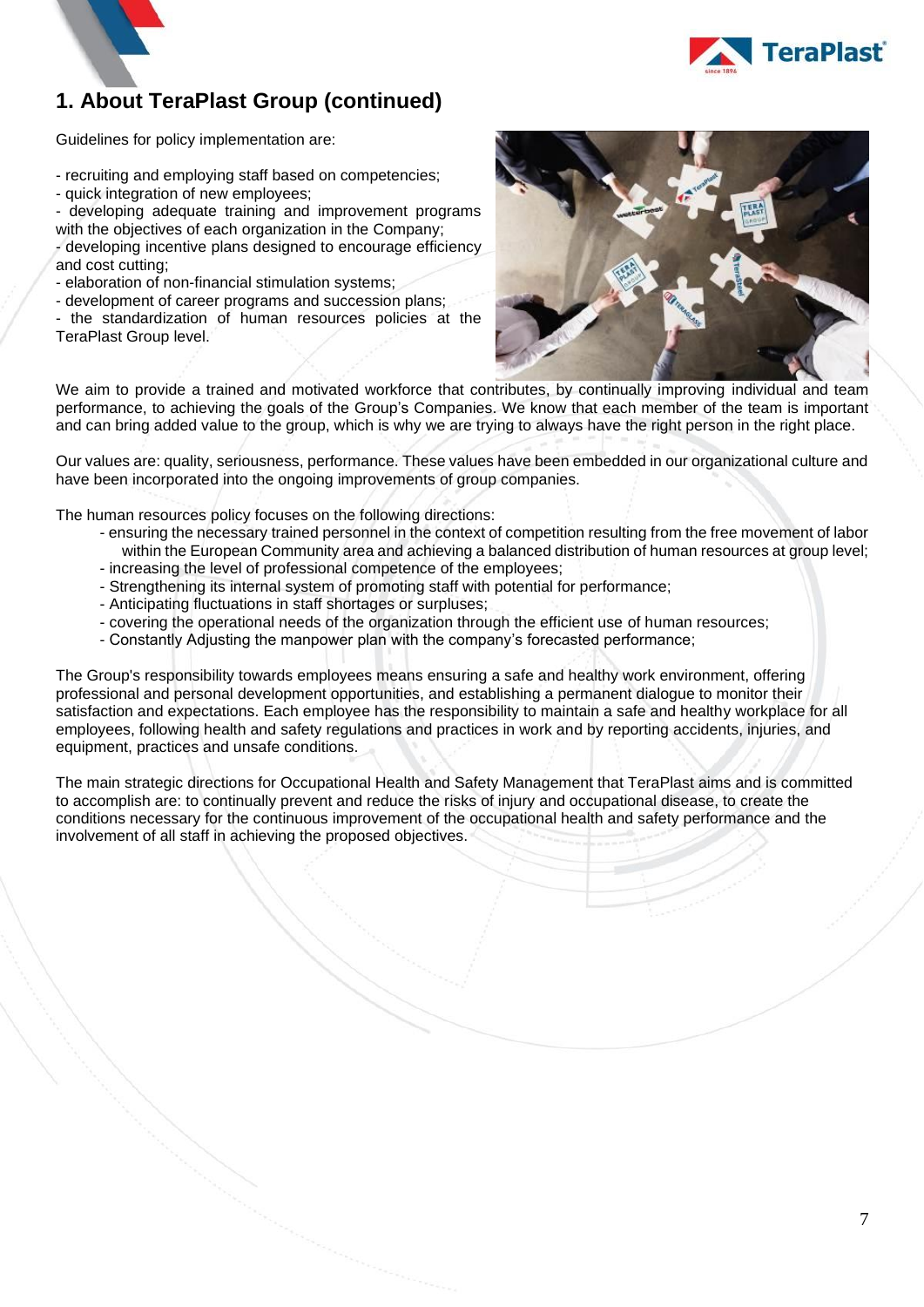## 1. About TeraPlast Group (continued)

Guidelines for policy implementation are:

- recruiting and employing staff based on competencies;
- quick integration of new employees;
- developing adequate training and improvement programs with the objectives of each organization in the Company;
- developing incentive plans designed to encourage efficiency and cost cutting;
- elaboration of non-financial stimulation systems;
- development of career programs and succession plans;
- the standardization of human resources policies at the TeraPlast Group level.

We aim to provide a trained and motivated workforce that contributes, by continually improving individual and team performance, to achieving the goals of the Group's Companies. We know that each member of the team is important and can bring added value to the group, which is why we are trying to always have the right person in the right place.

Our values are: quality, seriousness, performance. These values have been embedded in our organizational culture and have been incorporated into the ongoing improvements of group companies.

The human resources policy focuses on the following directions:

- ensuring the necessary trained personnel in the context of competition resulting from the free movement of labor within the European Community area and achieving a balanced distribution of human resources at group level;
- increasing the level of professional competence of the employees;
- Strengthening its internal system of promoting staff with potential for performance;
- Anticipating fluctuations in staff shortages or surpluses;
- covering the operational needs of the organization through the efficient use of human resources;
- Constantly Adjusting the manpower plan with the company's forecasted performance;

The Group's responsibility towards employees means ensuring a safe and healthy work environment, offering professional and personal development opportunities, and establishing a permanent dialogue to monitor their satisfaction and expectations. Each employee has the responsibility to maintain a safe and healthy workplace for all employees, following health and safety regulations and practices in work and by reporting accidents, injuries, and equipment, practices and unsafe conditions.

The main strategic directions for Occupational Health and Safety Management that TeraPlast aims and is committed to accomplish are: to continually prevent and reduce the risks of injury and occupational disease, to create the conditions necessary for the continuous improvement of the occupational health and safety performance and the involvement of all staff in achieving the proposed objectives.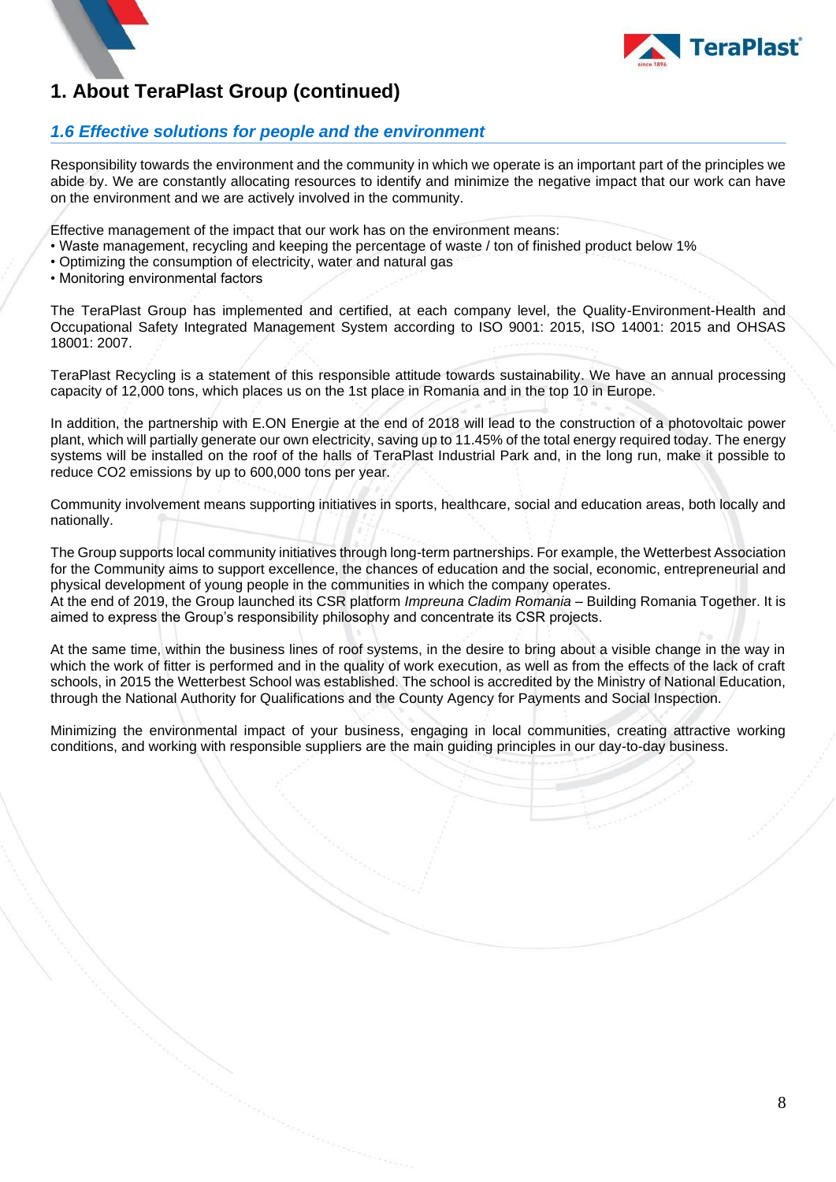# 1. About TeraPlast Group (continued)

## *1.6 Effective solutions for people and the environment*

Responsibility towards the environment and the community in which we operate is an important part of the principles we abide by. We are constantly allocating resources to identify and minimize the negative impact that our work can have on the environment and we are actively involved in the community.

Effective management of the impact that our work has on the environment means:
- Waste management, recycling and keeping the percentage of waste / ton of finished product below 1%
- Optimizing the consumption of electricity, water and natural gas
- Monitoring environmental factors

The TeraPlast Group has implemented and certified, at each company level, the Quality-Environment-Health and Occupational Safety Integrated Management System according to ISO 9001: 2015, ISO 14001: 2015 and OHSAS 18001: 2007.

TeraPlast Recycling is a statement of this responsible attitude towards sustainability. We have an annual processing capacity of 12,000 tons, which places us on the 1st place in Romania and in the top 10 in Europe.

In addition, the partnership with E.ON Energie at the end of 2018 will lead to the construction of a photovoltaic power plant, which will partially generate our own electricity, saving up to 11.45% of the total energy required today. The energy systems will be installed on the roof of the halls of TeraPlast Industrial Park and, in the long run, make it possible to reduce $CO_2$ emissions by up to 600,000 tons per year.

Community involvement means supporting initiatives in sports, healthcare, social and education areas, both locally and nationally.

The Group supports local community initiatives through long-term partnerships. For example, the Wetterbest Association for the Community aims to support excellence, the chances of education and the social, economic, entrepreneurial and physical development of young people in the communities in which the company operates.
At the end of 2019, the Group launched its CSR platform *Impreuna Cladim Romania* – Building Romania Together. It is aimed to express the Group's responsibility philosophy and concentrate its CSR projects.

At the same time, within the business lines of roof systems, in the desire to bring about a visible change in the way in which the work of fitter is performed and in the quality of work execution, as well as from the effects of the lack of craft schools, in 2015 the Wetterbest School was established. The school is accredited by the Ministry of National Education, through the National Authority for Qualifications and the County Agency for Payments and Social Inspection.

Minimizing the environmental impact of your business, engaging in local communities, creating attractive working conditions, and working with responsible suppliers are the main guiding principles in our day-to-day business.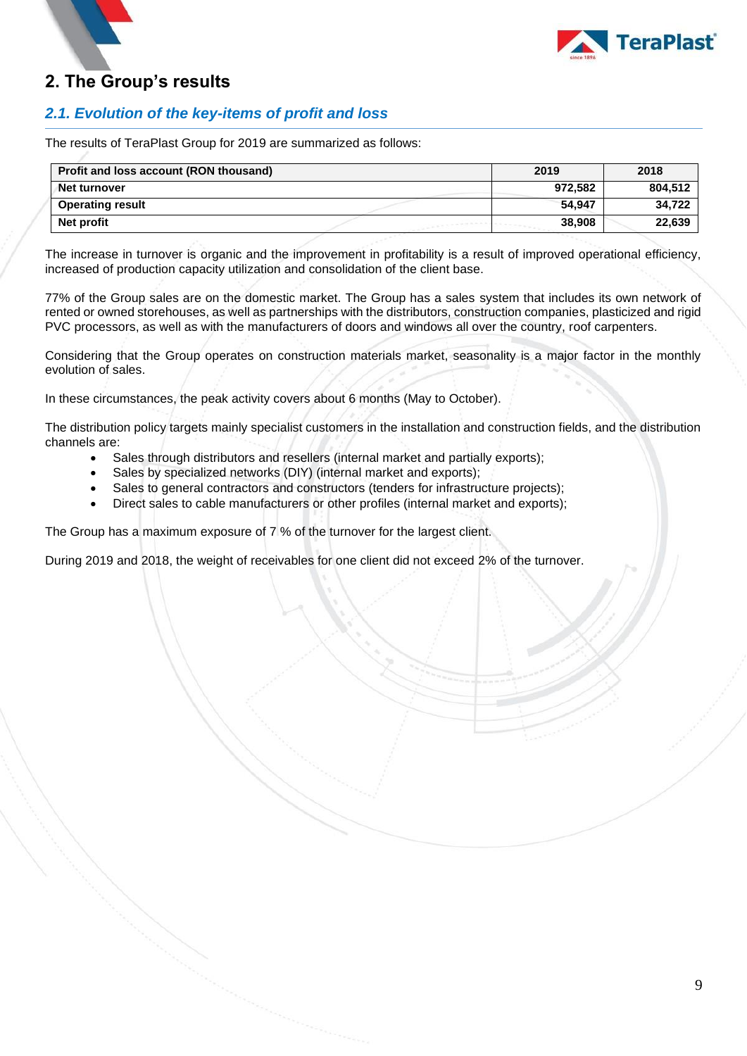## 2. The Group's results

### *2.1. Evolution of the key-items of profit and loss*

The results of TeraPlast Group for 2019 are summarized as follows:

| Profit and loss account (RON thousand) | 2019 | 2018 |
|---|---|---|
| **Net turnover** | **972,582** | **804,512** |
| **Operating result** | **54,947** | **34,722** |
| **Net profit** | **38,908** | **22,639** |

The increase in turnover is organic and the improvement in profitability is a result of improved operational efficiency, increased of production capacity utilization and consolidation of the client base.

77% of the Group sales are on the domestic market. The Group has a sales system that includes its own network of rented or owned storehouses, as well as partnerships with the distributors, construction companies, plasticized and rigid PVC processors, as well as with the manufacturers of doors and windows all over the country, roof carpenters.

Considering that the Group operates on construction materials market, seasonality is a major factor in the monthly evolution of sales.

In these circumstances, the peak activity covers about 6 months (May to October).

The distribution policy targets mainly specialist customers in the installation and construction fields, and the distribution channels are:

- Sales through distributors and resellers (internal market and partially exports);
- Sales by specialized networks (DIY) (internal market and exports);
- Sales to general contractors and constructors (tenders for infrastructure projects);
- Direct sales to cable manufacturers or other profiles (internal market and exports);

The Group has a maximum exposure of 7 % of the turnover for the largest client.

During 2019 and 2018, the weight of receivables for one client did not exceed 2% of the turnover.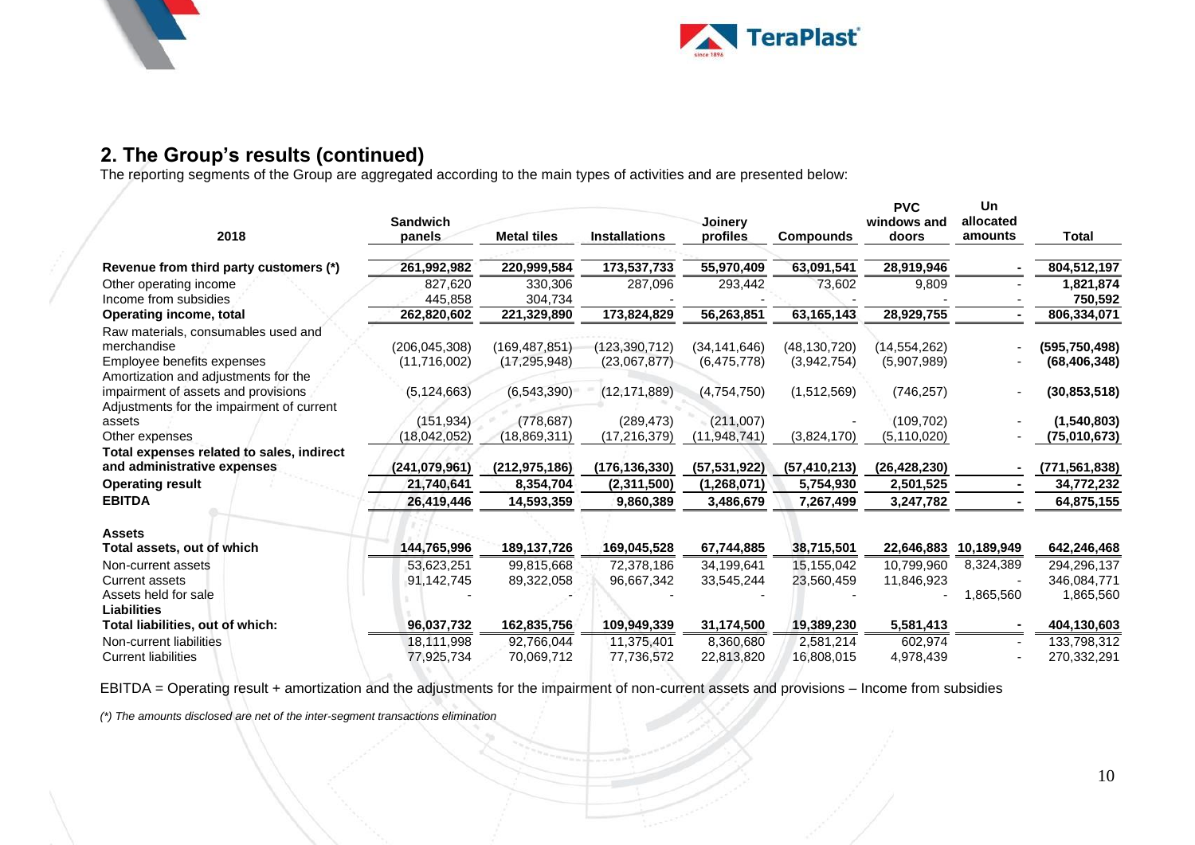## 2. The Group's results (continued)

The reporting segments of the Group are aggregated according to the main types of activities and are presented below:

| 2018 | Sandwich panels | Metal tiles | Installations | Joinery profiles | Compounds | PVC windows and doors | Un allocated amounts | Total |
|---|---|---|---|---|---|---|---|---|
| **Revenue from third party customers (*)** | **261,992,982** | **220,999,584** | **173,537,733** | **55,970,409** | **63,091,541** | **28,919,946** | **-** | **804,512,197** |
| Other operating income | 827,620 | 330,306 | 287,096 | 293,442 | 73,602 | 9,809 | - | **1,821,874** |
| Income from subsidies | 445,858 | 304,734 | - | - | - | - | - | **750,592** |
| **Operating income, total** | **262,820,602** | **221,329,890** | **173,824,829** | **56,263,851** | **63,165,143** | **28,929,755** | **-** | **806,334,071** |
| Raw materials, consumables used and merchandise | (206,045,308) | (169,487,851) | (123,390,712) | (34,141,646) | (48,130,720) | (14,554,262) | - | **(595,750,498)** |
| Employee benefits expenses | (11,716,002) | (17,295,948) | (23,067,877) | (6,475,778) | (3,942,754) | (5,907,989) | - | **(68,406,348)** |
| Amortization and adjustments for the impairment of assets and provisions | (5,124,663) | (6,543,390) | (12,171,889) | (4,754,750) | (1,512,569) | (746,257) | - | **(30,853,518)** |
| Adjustments for the impairment of current assets | (151,934) | (778,687) | (289,473) | (211,007) | - | (109,702) | - | **(1,540,803)** |
| Other expenses | (18,042,052) | (18,869,311) | (17,216,379) | (11,948,741) | (3,824,170) | (5,110,020) | - | **(75,010,673)** |
| **Total expenses related to sales, indirect and administrative expenses** | **(241,079,961)** | **(212,975,186)** | **(176,136,330)** | **(57,531,922)** | **(57,410,213)** | **(26,428,230)** | **-** | **(771,561,838)** |
| **Operating result** | **21,740,641** | **8,354,704** | **(2,311,500)** | **(1,268,071)** | **5,754,930** | **2,501,525** | **-** | **34,772,232** |
| **EBITDA** | **26,419,446** | **14,593,359** | **9,860,389** | **3,486,679** | **7,267,499** | **3,247,782** | **-** | **64,875,155** |
| **Assets** | | | | | | | | |
| **Total assets, out of which** | **144,765,996** | **189,137,726** | **169,045,528** | **67,744,885** | **38,715,501** | **22,646,883** | **10,189,949** | **642,246,468** |
| Non-current assets | 53,623,251 | 99,815,668 | 72,378,186 | 34,199,641 | 15,155,042 | 10,799,960 | 8,324,389 | 294,296,137 |
| Current assets | 91,142,745 | 89,322,058 | 96,667,342 | 33,545,244 | 23,560,459 | 11,846,923 | - | 346,084,771 |
| Assets held for sale | - | - | - | - | - | - | 1,865,560 | 1,865,560 |
| **Liabilities** | | | | | | | | |
| **Total liabilities, out of which:** | **96,037,732** | **162,835,756** | **109,949,339** | **31,174,500** | **19,389,230** | **5,581,413** | **-** | **404,130,603** |
| Non-current liabilities | 18,111,998 | 92,766,044 | 11,375,401 | 8,360,680 | 2,581,214 | 602,974 | - | 133,798,312 |
| Current liabilities | 77,925,734 | 70,069,712 | 77,736,572 | 22,813,820 | 16,808,015 | 4,978,439 | - | 270,332,291 |

EBITDA = Operating result + amortization and the adjustments for the impairment of non-current assets and provisions – Income from subsidies

*(*) The amounts disclosed are net of the inter-segment transactions elimination*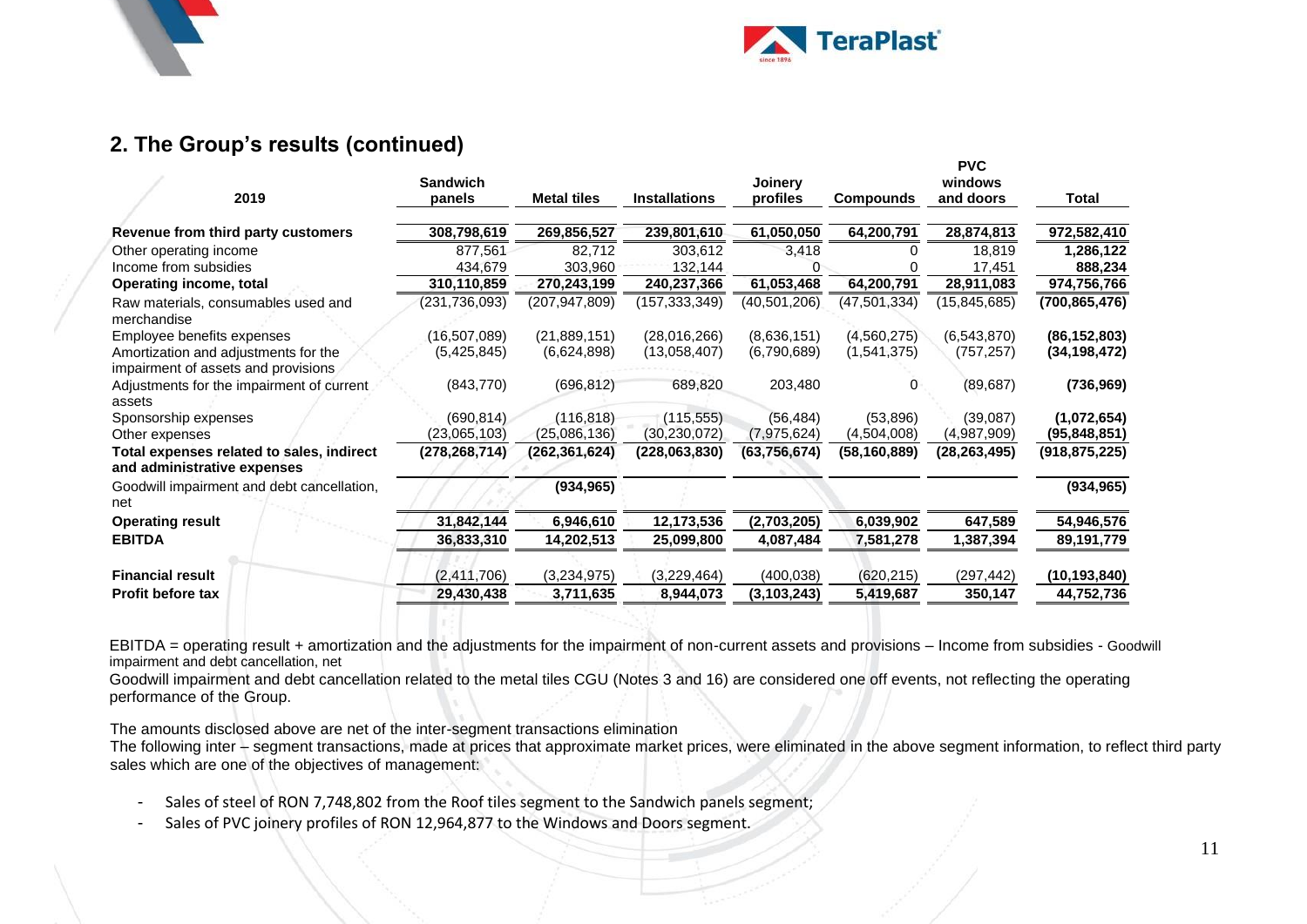## 2. The Group's results (continued)

| 2019 | Sandwich panels | Metal tiles | Installations | Joinery profiles | Compounds | PVC windows and doors | Total |
|---|---|---|---|---|---|---|---|
| **Revenue from third party customers** | **308,798,619** | **269,856,527** | **239,801,610** | **61,050,050** | **64,200,791** | **28,874,813** | **972,582,410** |
| Other operating income | 877,561 | 82,712 | 303,612 | 3,418 | 0 | 18,819 | **1,286,122** |
| Income from subsidies | 434,679 | 303,960 | 132,144 | 0 | 0 | 17,451 | **888,234** |
| **Operating income, total** | **310,110,859** | **270,243,199** | **240,237,366** | **61,053,468** | **64,200,791** | **28,911,083** | **974,756,766** |
| Raw materials, consumables used and merchandise | (231,736,093) | (207,947,809) | (157,333,349) | (40,501,206) | (47,501,334) | (15,845,685) | **(700,865,476)** |
| Employee benefits expenses | (16,507,089) | (21,889,151) | (28,016,266) | (8,636,151) | (4,560,275) | (6,543,870) | **(86,152,803)** |
| Amortization and adjustments for the impairment of assets and provisions | (5,425,845) | (6,624,898) | (13,058,407) | (6,790,689) | (1,541,375) | (757,257) | **(34,198,472)** |
| Adjustments for the impairment of current assets | (843,770) | (696,812) | 689,820 | 203,480 | 0 | (89,687) | **(736,969)** |
| Sponsorship expenses | (690,814) | (116,818) | (115,555) | (56,484) | (53,896) | (39,087) | **(1,072,654)** |
| Other expenses | (23,065,103) | (25,086,136) | (30,230,072) | (7,975,624) | (4,504,008) | (4,987,909) | **(95,848,851)** |
| **Total expenses related to sales, indirect and administrative expenses** | **(278,268,714)** | **(262,361,624)** | **(228,063,830)** | **(63,756,674)** | **(58,160,889)** | **(28,263,495)** | **(918,875,225)** |
| Goodwill impairment and debt cancellation, net | | **(934,965)** | | | | | **(934,965)** |
| **Operating result** | **31,842,144** | **6,946,610** | **12,173,536** | **(2,703,205)** | **6,039,902** | **647,589** | **54,946,576** |
| **EBITDA** | **36,833,310** | **14,202,513** | **25,099,800** | **4,087,484** | **7,581,278** | **1,387,394** | **89,191,779** |
| **Financial result** | (2,411,706) | (3,234,975) | (3,229,464) | (400,038) | (620,215) | (297,442) | **(10,193,840)** |
| **Profit before tax** | **29,430,438** | **3,711,635** | **8,944,073** | **(3,103,243)** | **5,419,687** | **350,147** | **44,752,736** |

EBITDA = operating result + amortization and the adjustments for the impairment of non-current assets and provisions – Income from subsidies - Goodwill impairment and debt cancellation, net

Goodwill impairment and debt cancellation related to the metal tiles CGU (Notes 3 and 16) are considered one off events, not reflecting the operating performance of the Group.

The amounts disclosed above are net of the inter-segment transactions elimination

The following inter – segment transactions, made at prices that approximate market prices, were eliminated in the above segment information, to reflect third party sales which are one of the objectives of management:

- Sales of steel of RON 7,748,802 from the Roof tiles segment to the Sandwich panels segment;
- Sales of PVC joinery profiles of RON 12,964,877 to the Windows and Doors segment.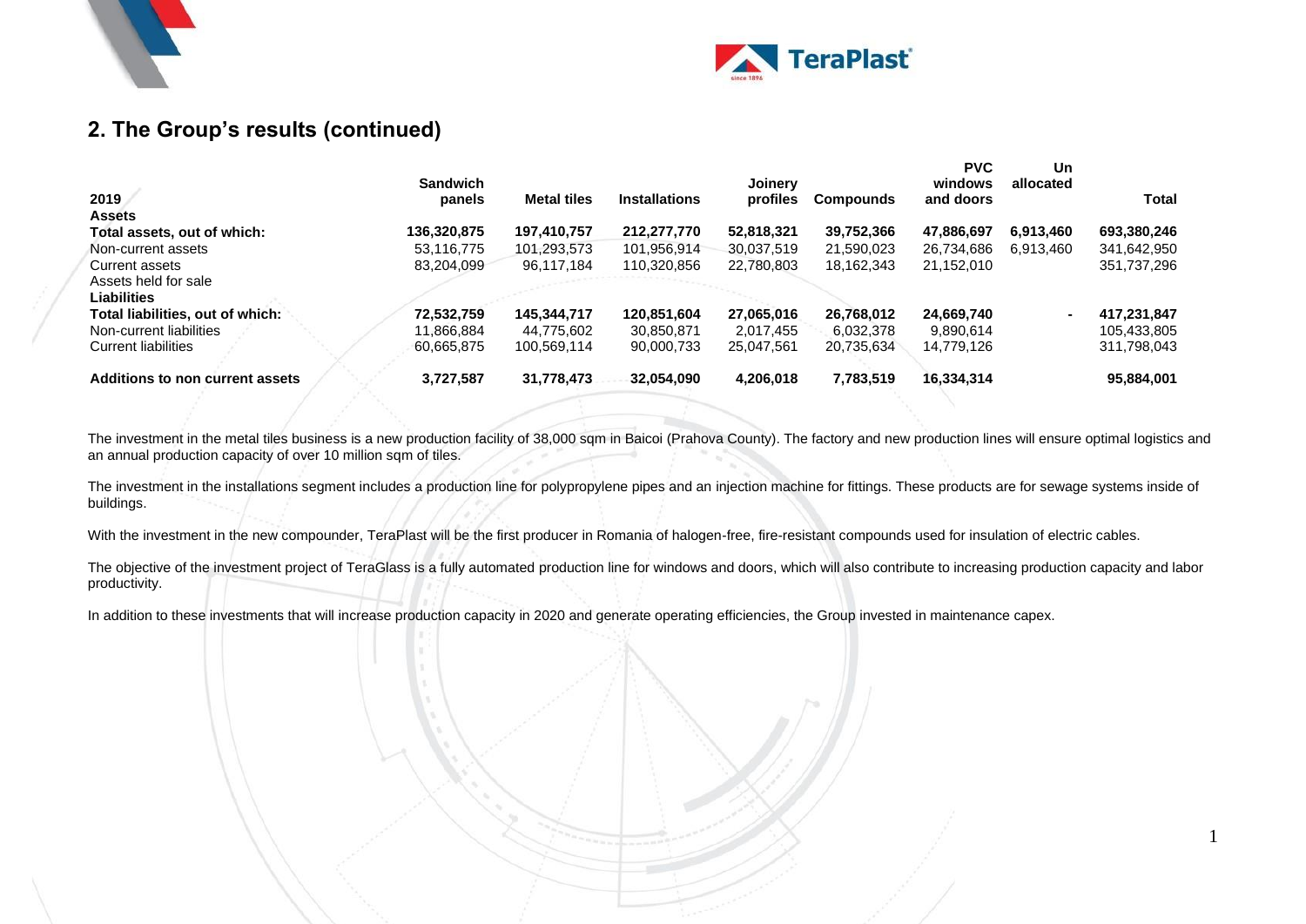## 2. The Group's results (continued)

| 2019 | Sandwich panels | Metal tiles | Installations | Joinery profiles | Compounds | PVC windows and doors | Un allocated | Total |
|---|---|---|---|---|---|---|---|---|
| **Assets** | | | | | | | | |
| **Total assets, out of which:** | **136,320,875** | **197,410,757** | **212,277,770** | **52,818,321** | **39,752,366** | **47,886,697** | **6,913,460** | **693,380,246** |
| Non-current assets | 53,116,775 | 101,293,573 | 101,956,914 | 30,037,519 | 21,590,023 | 26,734,686 | 6,913,460 | 341,642,950 |
| Current assets | 83,204,099 | 96,117,184 | 110,320,856 | 22,780,803 | 18,162,343 | 21,152,010 | | 351,737,296 |
| Assets held for sale | | | | | | | | |
| **Liabilities** | | | | | | | | |
| **Total liabilities, out of which:** | **72,532,759** | **145,344,717** | **120,851,604** | **27,065,016** | **26,768,012** | **24,669,740** | **-** | **417,231,847** |
| Non-current liabilities | 11,866,884 | 44,775,602 | 30,850,871 | 2,017,455 | 6,032,378 | 9,890,614 | | 105,433,805 |
| Current liabilities | 60,665,875 | 100,569,114 | 90,000,733 | 25,047,561 | 20,735,634 | 14,779,126 | | 311,798,043 |
| **Additions to non current assets** | **3,727,587** | **31,778,473** | **32,054,090** | **4,206,018** | **7,783,519** | **16,334,314** | | **95,884,001** |

The investment in the metal tiles business is a new production facility of 38,000 sqm in Baicoi (Prahova County). The factory and new production lines will ensure optimal logistics and an annual production capacity of over 10 million sqm of tiles.

The investment in the installations segment includes a production line for polypropylene pipes and an injection machine for fittings. These products are for sewage systems inside of buildings.

With the investment in the new compounder, TeraPlast will be the first producer in Romania of halogen-free, fire-resistant compounds used for insulation of electric cables.

The objective of the investment project of TeraGlass is a fully automated production line for windows and doors, which will also contribute to increasing production capacity and labor productivity.

In addition to these investments that will increase production capacity in 2020 and generate operating efficiencies, the Group invested in maintenance capex.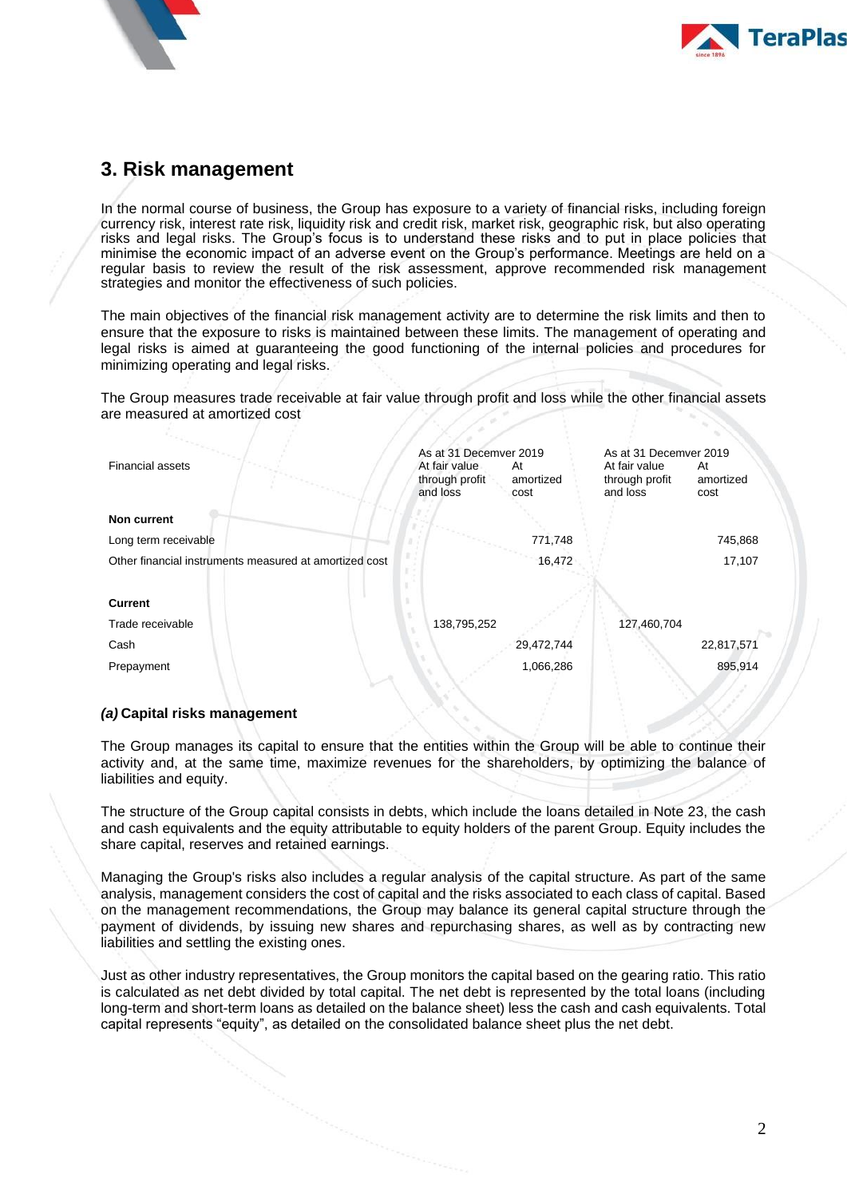## 3. Risk management

In the normal course of business, the Group has exposure to a variety of financial risks, including foreign currency risk, interest rate risk, liquidity risk and credit risk, market risk, geographic risk, but also operating risks and legal risks. The Group's focus is to understand these risks and to put in place policies that minimise the economic impact of an adverse event on the Group's performance. Meetings are held on a regular basis to review the result of the risk assessment, approve recommended risk management strategies and monitor the effectiveness of such policies.

The main objectives of the financial risk management activity are to determine the risk limits and then to ensure that the exposure to risks is maintained between these limits. The management of operating and legal risks is aimed at guaranteeing the good functioning of the internal policies and procedures for minimizing operating and legal risks.

The Group measures trade receivable at fair value through profit and loss while the other financial assets are measured at amortized cost

| Financial assets | As at 31 Decemver 2019 At fair value through profit and loss | At amortized cost | As at 31 Decemver 2019 At fair value through profit and loss | At amortized cost |
|---|---|---|---|---|
| **Non current** | | | | |
| Long term receivable | | 771,748 | | 745,868 |
| Other financial instruments measured at amortized cost | | 16,472 | | 17,107 |
| **Current** | | | | |
| Trade receivable | 138,795,252 | | 127,460,704 | |
| Cash | | 29,472,744 | | 22,817,571 |
| Prepayment | | 1,066,286 | | 895,914 |

### *(a)* Capital risks management

The Group manages its capital to ensure that the entities within the Group will be able to continue their activity and, at the same time, maximize revenues for the shareholders, by optimizing the balance of liabilities and equity.

The structure of the Group capital consists in debts, which include the loans detailed in Note 23, the cash and cash equivalents and the equity attributable to equity holders of the parent Group. Equity includes the share capital, reserves and retained earnings.

Managing the Group's risks also includes a regular analysis of the capital structure. As part of the same analysis, management considers the cost of capital and the risks associated to each class of capital. Based on the management recommendations, the Group may balance its general capital structure through the payment of dividends, by issuing new shares and repurchasing shares, as well as by contracting new liabilities and settling the existing ones.

Just as other industry representatives, the Group monitors the capital based on the gearing ratio. This ratio is calculated as net debt divided by total capital. The net debt is represented by the total loans (including long-term and short-term loans as detailed on the balance sheet) less the cash and cash equivalents. Total capital represents "equity", as detailed on the consolidated balance sheet plus the net debt.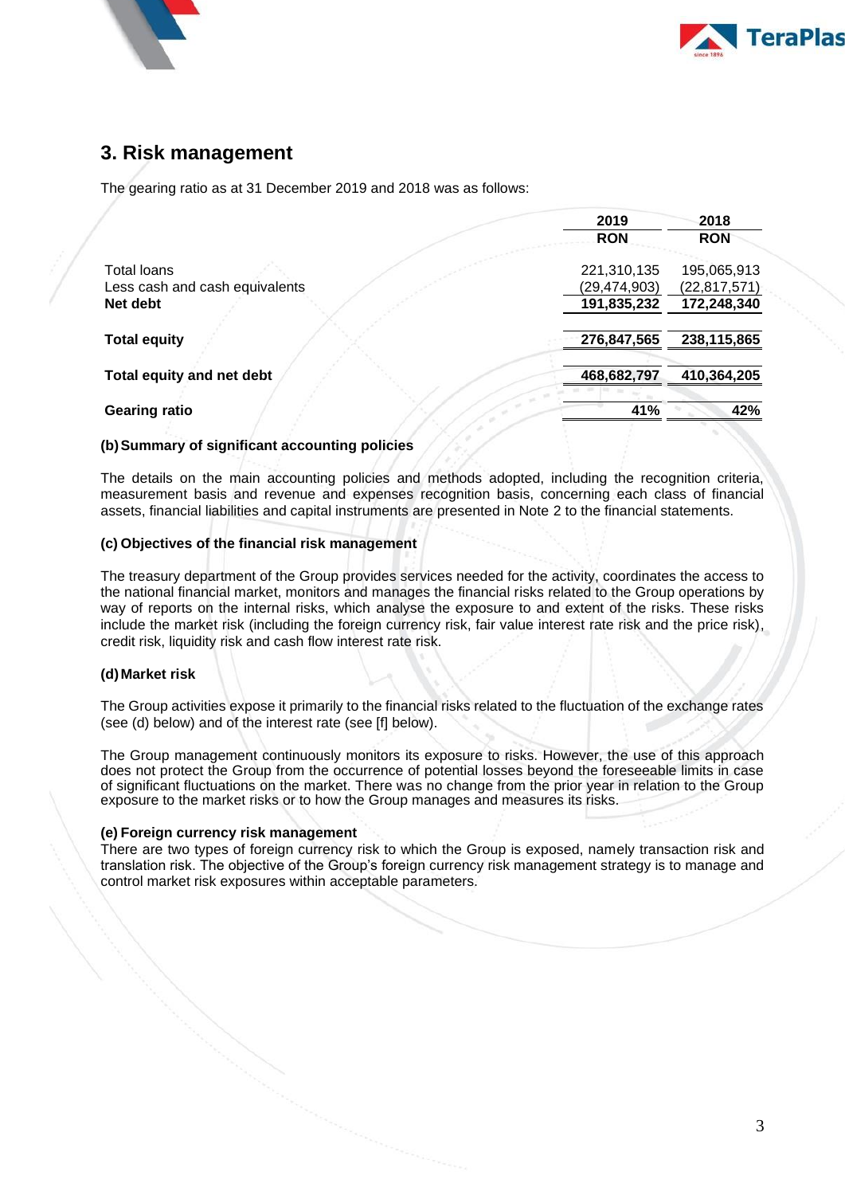## 3. Risk management

The gearing ratio as at 31 December 2019 and 2018 was as follows:

| | 2019 | 2018 |
|---|---|---|
| | **RON** | **RON** |
| Total loans | 221,310,135 | 195,065,913 |
| Less cash and cash equivalents | (29,474,903) | (22,817,571) |
| **Net debt** | **191,835,232** | **172,248,340** |
| **Total equity** | **276,847,565** | **238,115,865** |
| **Total equity and net debt** | **468,682,797** | **410,364,205** |
| **Gearing ratio** | **41%** | **42%** |

**(b) Summary of significant accounting policies**

The details on the main accounting policies and methods adopted, including the recognition criteria, measurement basis and revenue and expenses recognition basis, concerning each class of financial assets, financial liabilities and capital instruments are presented in Note 2 to the financial statements.

**(c) Objectives of the financial risk management**

The treasury department of the Group provides services needed for the activity, coordinates the access to the national financial market, monitors and manages the financial risks related to the Group operations by way of reports on the internal risks, which analyse the exposure to and extent of the risks. These risks include the market risk (including the foreign currency risk, fair value interest rate risk and the price risk), credit risk, liquidity risk and cash flow interest rate risk.

**(d) Market risk**

The Group activities expose it primarily to the financial risks related to the fluctuation of the exchange rates (see (d) below) and of the interest rate (see [f] below).

The Group management continuously monitors its exposure to risks. However, the use of this approach does not protect the Group from the occurrence of potential losses beyond the foreseeable limits in case of significant fluctuations on the market. There was no change from the prior year in relation to the Group exposure to the market risks or to how the Group manages and measures its risks.

**(e) Foreign currency risk management**

There are two types of foreign currency risk to which the Group is exposed, namely transaction risk and translation risk. The objective of the Group's foreign currency risk management strategy is to manage and control market risk exposures within acceptable parameters.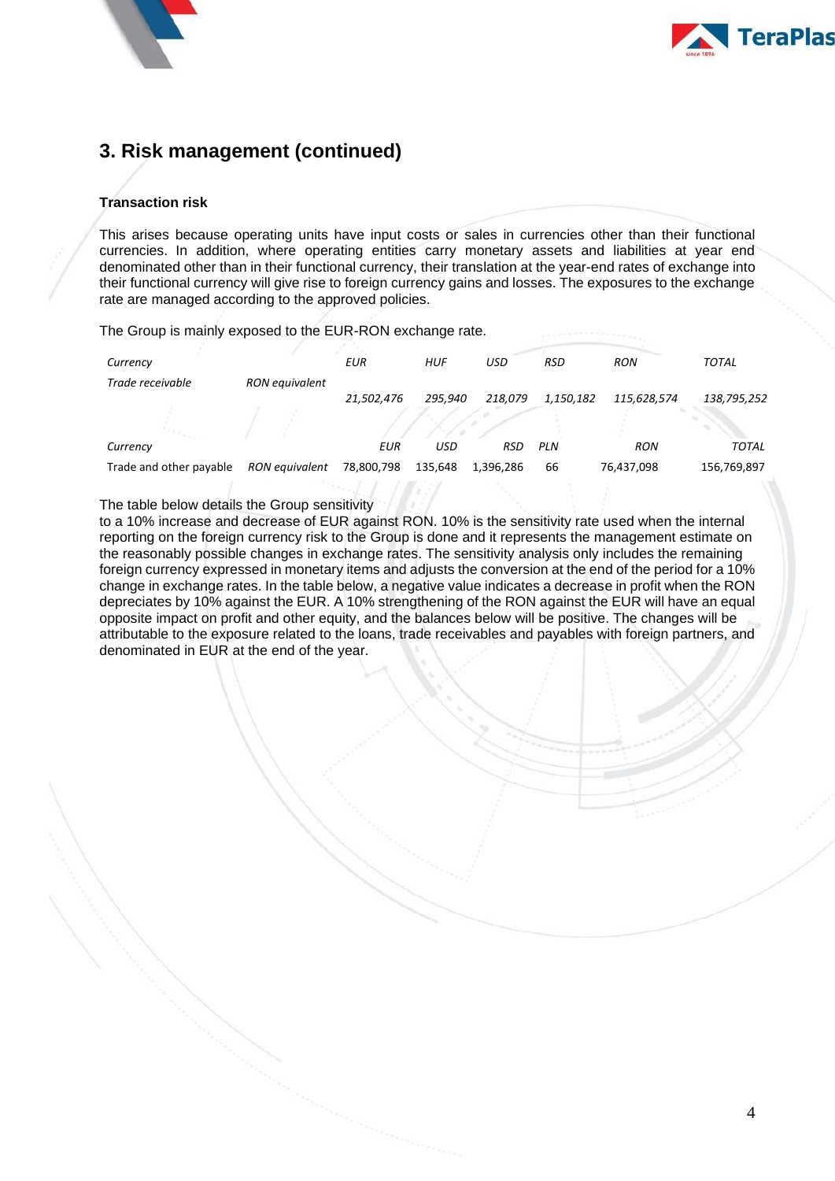## 3. Risk management (continued)

**Transaction risk**

This arises because operating units have input costs or sales in currencies other than their functional currencies. In addition, where operating entities carry monetary assets and liabilities at year end denominated other than in their functional currency, their translation at the year-end rates of exchange into their functional currency will give rise to foreign currency gains and losses. The exposures to the exchange rate are managed according to the approved policies.

The Group is mainly exposed to the EUR-RON exchange rate.

| *Currency* | | *EUR* | *HUF* | *USD* | *RSD* | *RON* | *TOTAL* |
|---|---|---|---|---|---|---|---|
| *Trade receivable* | *RON equivalent* | *21,502,476* | *295,940* | *218,079* | *1,150,182* | *115,628,574* | *138,795,252* |

| *Currency* | | *EUR* | *USD* | *RSD* | *PLN* | *RON* | *TOTAL* |
|---|---|---|---|---|---|---|---|
| Trade and other payable | *RON equivalent* | 78,800,798 | 135,648 | 1,396,286 | 66 | 76,437,098 | 156,769,897 |

The table below details the Group sensitivity to a 10% increase and decrease of EUR against RON. 10% is the sensitivity rate used when the internal reporting on the foreign currency risk to the Group is done and it represents the management estimate on the reasonably possible changes in exchange rates. The sensitivity analysis only includes the remaining foreign currency expressed in monetary items and adjusts the conversion at the end of the period for a 10% change in exchange rates. In the table below, a negative value indicates a decrease in profit when the RON depreciates by 10% against the EUR. A 10% strengthening of the RON against the EUR will have an equal opposite impact on profit and other equity, and the balances below will be positive. The changes will be attributable to the exposure related to the loans, trade receivables and payables with foreign partners, and denominated in EUR at the end of the year.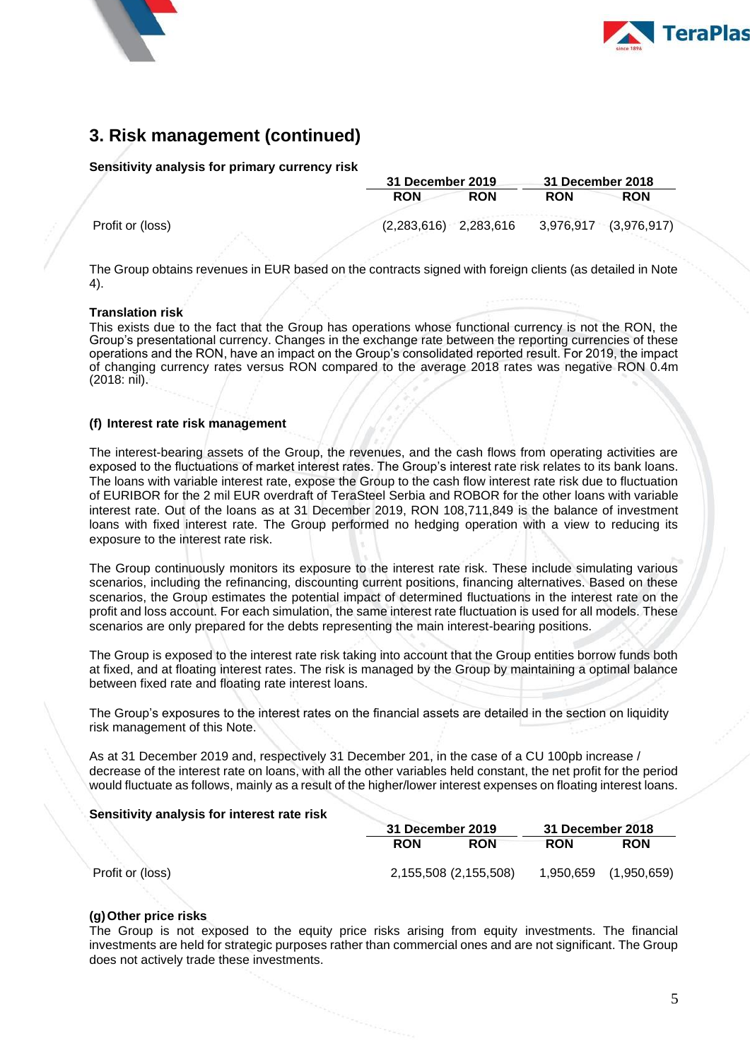## 3. Risk management (continued)

**Sensitivity analysis for primary currency risk**

| | 31 December 2019 | | 31 December 2018 | |
|---|---|---|---|---|
| | RON | RON | RON | RON |
| Profit or (loss) | (2,283,616) | 2,283,616 | 3,976,917 | (3,976,917) |

The Group obtains revenues in EUR based on the contracts signed with foreign clients (as detailed in Note 4).

**Translation risk**

This exists due to the fact that the Group has operations whose functional currency is not the RON, the Group's presentational currency. Changes in the exchange rate between the reporting currencies of these operations and the RON, have an impact on the Group's consolidated reported result. For 2019, the impact of changing currency rates versus RON compared to the average 2018 rates was negative RON 0.4m (2018: nil).

**(f) Interest rate risk management**

The interest-bearing assets of the Group, the revenues, and the cash flows from operating activities are exposed to the fluctuations of market interest rates. The Group's interest rate risk relates to its bank loans. The loans with variable interest rate, expose the Group to the cash flow interest rate risk due to fluctuation of EURIBOR for the 2 mil EUR overdraft of TeraSteel Serbia and ROBOR for the other loans with variable interest rate. Out of the loans as at 31 December 2019, RON 108,711,849 is the balance of investment loans with fixed interest rate. The Group performed no hedging operation with a view to reducing its exposure to the interest rate risk.

The Group continuously monitors its exposure to the interest rate risk. These include simulating various scenarios, including the refinancing, discounting current positions, financing alternatives. Based on these scenarios, the Group estimates the potential impact of determined fluctuations in the interest rate on the profit and loss account. For each simulation, the same interest rate fluctuation is used for all models. These scenarios are only prepared for the debts representing the main interest-bearing positions.

The Group is exposed to the interest rate risk taking into account that the Group entities borrow funds both at fixed, and at floating interest rates. The risk is managed by the Group by maintaining a optimal balance between fixed rate and floating rate interest loans.

The Group's exposures to the interest rates on the financial assets are detailed in the section on liquidity risk management of this Note.

As at 31 December 2019 and, respectively 31 December 201, in the case of a CU 100pb increase / decrease of the interest rate on loans, with all the other variables held constant, the net profit for the period would fluctuate as follows, mainly as a result of the higher/lower interest expenses on floating interest loans.

**Sensitivity analysis for interest rate risk**

| | 31 December 2019 | | 31 December 2018 | |
|---|---|---|---|---|
| | RON | RON | RON | RON |
| Profit or (loss) | 2,155,508 | (2,155,508) | 1,950,659 | (1,950,659) |

**(g) Other price risks**

The Group is not exposed to the equity price risks arising from equity investments. The financial investments are held for strategic purposes rather than commercial ones and are not significant. The Group does not actively trade these investments.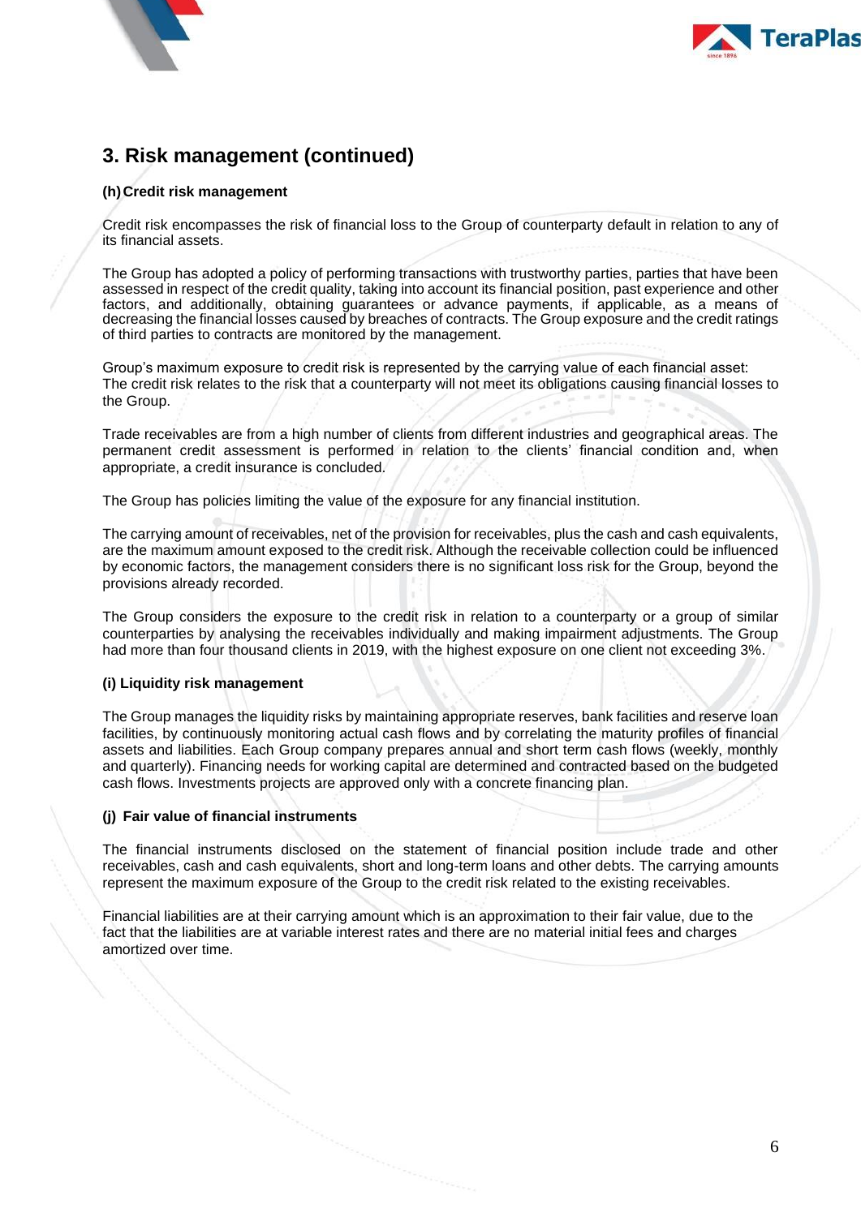## 3. Risk management (continued)

### (h) Credit risk management

Credit risk encompasses the risk of financial loss to the Group of counterparty default in relation to any of its financial assets.

The Group has adopted a policy of performing transactions with trustworthy parties, parties that have been assessed in respect of the credit quality, taking into account its financial position, past experience and other factors, and additionally, obtaining guarantees or advance payments, if applicable, as a means of decreasing the financial losses caused by breaches of contracts. The Group exposure and the credit ratings of third parties to contracts are monitored by the management.

Group's maximum exposure to credit risk is represented by the carrying value of each financial asset:
The credit risk relates to the risk that a counterparty will not meet its obligations causing financial losses to the Group.

Trade receivables are from a high number of clients from different industries and geographical areas. The permanent credit assessment is performed in relation to the clients' financial condition and, when appropriate, a credit insurance is concluded.

The Group has policies limiting the value of the exposure for any financial institution.

The carrying amount of receivables, net of the provision for receivables, plus the cash and cash equivalents, are the maximum amount exposed to the credit risk. Although the receivable collection could be influenced by economic factors, the management considers there is no significant loss risk for the Group, beyond the provisions already recorded.

The Group considers the exposure to the credit risk in relation to a counterparty or a group of similar counterparties by analysing the receivables individually and making impairment adjustments. The Group had more than four thousand clients in 2019, with the highest exposure on one client not exceeding 3%.

### (i) Liquidity risk management

The Group manages the liquidity risks by maintaining appropriate reserves, bank facilities and reserve loan facilities, by continuously monitoring actual cash flows and by correlating the maturity profiles of financial assets and liabilities. Each Group company prepares annual and short term cash flows (weekly, monthly and quarterly). Financing needs for working capital are determined and contracted based on the budgeted cash flows. Investments projects are approved only with a concrete financing plan.

### (j) Fair value of financial instruments

The financial instruments disclosed on the statement of financial position include trade and other receivables, cash and cash equivalents, short and long-term loans and other debts. The carrying amounts represent the maximum exposure of the Group to the credit risk related to the existing receivables.

Financial liabilities are at their carrying amount which is an approximation to their fair value, due to the fact that the liabilities are at variable interest rates and there are no material initial fees and charges amortized over time.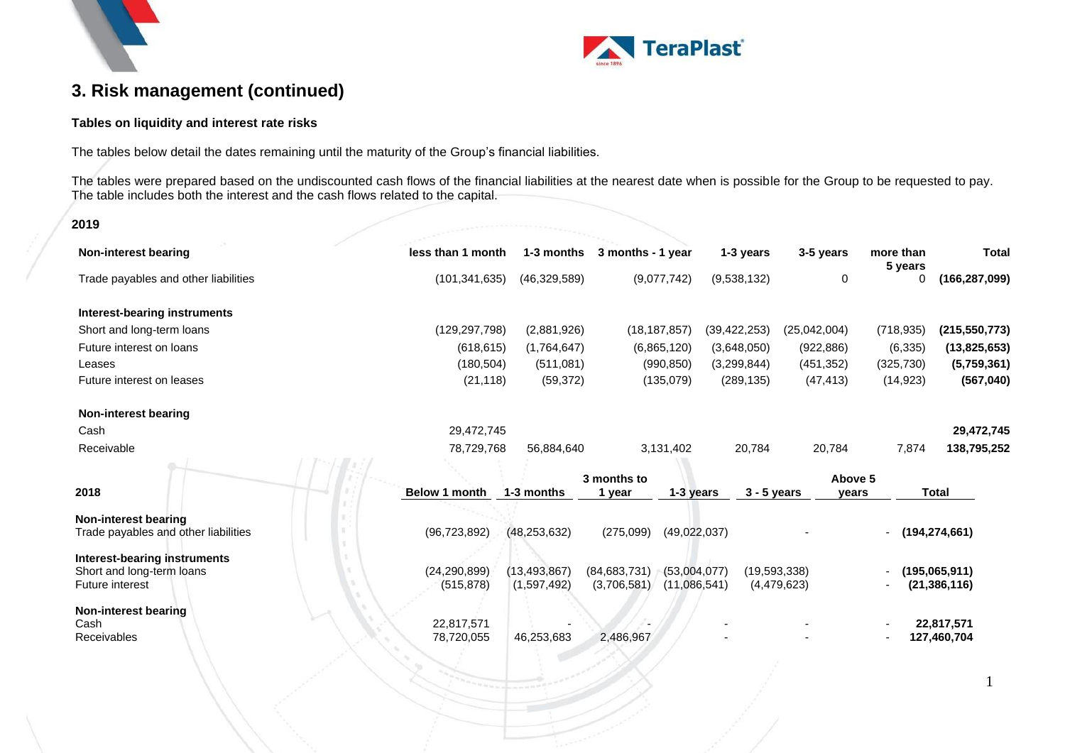# 3. Risk management (continued)

**Tables on liquidity and interest rate risks**

The tables below detail the dates remaining until the maturity of the Group's financial liabilities.

The tables were prepared based on the undiscounted cash flows of the financial liabilities at the nearest date when is possible for the Group to be requested to pay. The table includes both the interest and the cash flows related to the capital.

**2019**

| Non-interest bearing | less than 1 month | 1-3 months | 3 months - 1 year | 1-3 years | 3-5 years | more than 5 years | Total |
|---|---|---|---|---|---|---|---|
| Trade payables and other liabilities | (101,341,635) | (46,329,589) | (9,077,742) | (9,538,132) | 0 | 0 | **(166,287,099)** |
| **Interest-bearing instruments** | | | | | | | |
| Short and long-term loans | (129,297,798) | (2,881,926) | (18,187,857) | (39,422,253) | (25,042,004) | (718,935) | **(215,550,773)** |
| Future interest on loans | (618,615) | (1,764,647) | (6,865,120) | (3,648,050) | (922,886) | (6,335) | **(13,825,653)** |
| Leases | (180,504) | (511,081) | (990,850) | (3,299,844) | (451,352) | (325,730) | **(5,759,361)** |
| Future interest on leases | (21,118) | (59,372) | (135,079) | (289,135) | (47,413) | (14,923) | **(567,040)** |
| **Non-interest bearing** | | | | | | | |
| Cash | 29,472,745 | | | | | | **29,472,745** |
| Receivable | 78,729,768 | 56,884,640 | 3,131,402 | 20,784 | 20,784 | 7,874 | **138,795,252** |

| 2018 | Below 1 month | 1-3 months | 3 months to 1 year | 1-3 years | 3 - 5 years | Above 5 years | Total |
|---|---|---|---|---|---|---|---|
| **Non-interest bearing** | | | | | | | |
| Trade payables and other liabilities | (96,723,892) | (48,253,632) | (275,099) | (49,022,037) | - | - | **(194,274,661)** |
| **Interest-bearing instruments** | | | | | | | |
| Short and long-term loans | (24,290,899) | (13,493,867) | (84,683,731) | (53,004,077) | (19,593,338) | - | **(195,065,911)** |
| Future interest | (515,878) | (1,597,492) | (3,706,581) | (11,086,541) | (4,479,623) | - | **(21,386,116)** |
| **Non-interest bearing** | | | | | | | |
| Cash | 22,817,571 | - | - | - | - | - | **22,817,571** |
| Receivables | 78,720,055 | 46,253,683 | 2,486,967 | - | - | - | **127,460,704** |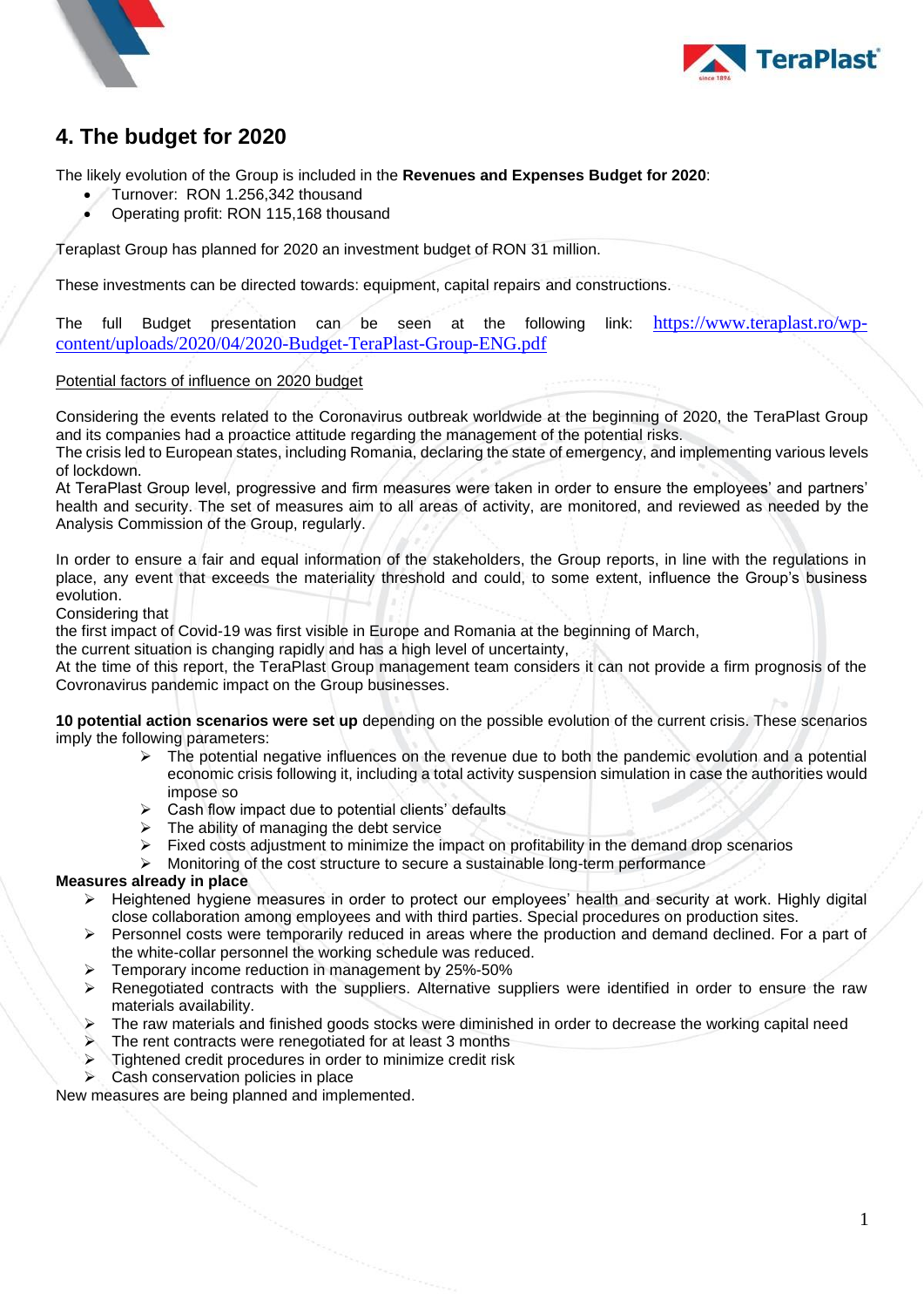## 4. The budget for 2020

The likely evolution of the Group is included in the **Revenues and Expenses Budget for 2020**:

- Turnover: RON 1.256,342 thousand
- Operating profit: RON 115,168 thousand

Teraplast Group has planned for 2020 an investment budget of RON 31 million.

These investments can be directed towards: equipment, capital repairs and constructions.

The full Budget presentation can be seen at the following link: https://www.teraplast.ro/wp-content/uploads/2020/04/2020-Budget-TeraPlast-Group-ENG.pdf

Potential factors of influence on 2020 budget

Considering the events related to the Coronavirus outbreak worldwide at the beginning of 2020, the TeraPlast Group and its companies had a proactice attitude regarding the management of the potential risks.
The crisis led to European states, including Romania, declaring the state of emergency, and implementing various levels of lockdown.
At TeraPlast Group level, progressive and firm measures were taken in order to ensure the employees' and partners' health and security. The set of measures aim to all areas of activity, are monitored, and reviewed as needed by the Analysis Commission of the Group, regularly.

In order to ensure a fair and equal information of the stakeholders, the Group reports, in line with the regulations in place, any event that exceeds the materiality threshold and could, to some extent, influence the Group's business evolution.
Considering that
the first impact of Covid-19 was first visible in Europe and Romania at the beginning of March,
the current situation is changing rapidly and has a high level of uncertainty,
At the time of this report, the TeraPlast Group management team considers it can not provide a firm prognosis of the Covronavirus pandemic impact on the Group businesses.

**10 potential action scenarios were set up** depending on the possible evolution of the current crisis. These scenarios imply the following parameters:

- The potential negative influences on the revenue due to both the pandemic evolution and a potential economic crisis following it, including a total activity suspension simulation in case the authorities would impose so
- Cash flow impact due to potential clients' defaults
- The ability of managing the debt service
- Fixed costs adjustment to minimize the impact on profitability in the demand drop scenarios
- Monitoring of the cost structure to secure a sustainable long-term performance

**Measures already in place**

- Heightened hygiene measures in order to protect our employees' health and security at work. Highly digital close collaboration among employees and with third parties. Special procedures on production sites.
- Personnel costs were temporarily reduced in areas where the production and demand declined. For a part of the white-collar personnel the working schedule was reduced.
- Temporary income reduction in management by 25%-50%
- Renegotiated contracts with the suppliers. Alternative suppliers were identified in order to ensure the raw materials availability.
- The raw materials and finished goods stocks were diminished in order to decrease the working capital need
- The rent contracts were renegotiated for at least 3 months
- Tightened credit procedures in order to minimize credit risk
- Cash conservation policies in place

New measures are being planned and implemented.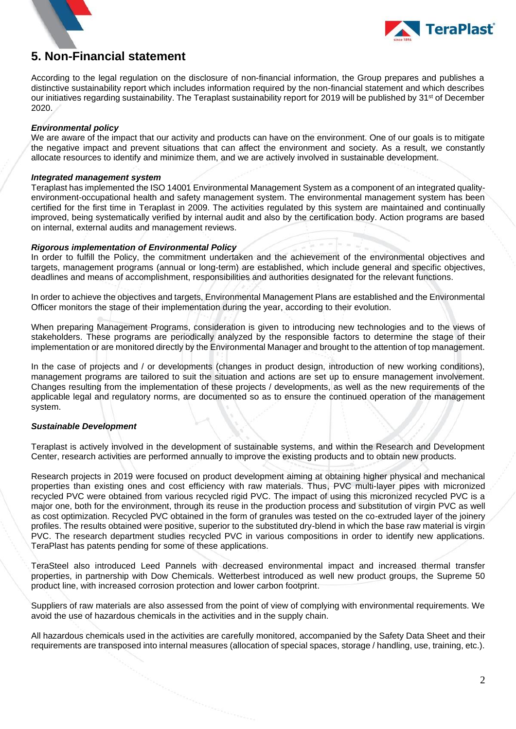## 5. Non-Financial statement

According to the legal regulation on the disclosure of non-financial information, the Group prepares and publishes a distinctive sustainability report which includes information required by the non-financial statement and which describes our initiatives regarding sustainability. The Teraplast sustainability report for 2019 will be published by 31st of December 2020.

***Environmental policy***

We are aware of the impact that our activity and products can have on the environment. One of our goals is to mitigate the negative impact and prevent situations that can affect the environment and society. As a result, we constantly allocate resources to identify and minimize them, and we are actively involved in sustainable development.

***Integrated management system***

Teraplast has implemented the ISO 14001 Environmental Management System as a component of an integrated quality-environment-occupational health and safety management system. The environmental management system has been certified for the first time in Teraplast in 2009. The activities regulated by this system are maintained and continually improved, being systematically verified by internal audit and also by the certification body. Action programs are based on internal, external audits and management reviews.

***Rigorous implementation of Environmental Policy***

In order to fulfill the Policy, the commitment undertaken and the achievement of the environmental objectives and targets, management programs (annual or long-term) are established, which include general and specific objectives, deadlines and means of accomplishment, responsibilities and authorities designated for the relevant functions.

In order to achieve the objectives and targets, Environmental Management Plans are established and the Environmental Officer monitors the stage of their implementation during the year, according to their evolution.

When preparing Management Programs, consideration is given to introducing new technologies and to the views of stakeholders. These programs are periodically analyzed by the responsible factors to determine the stage of their implementation or are monitored directly by the Environmental Manager and brought to the attention of top management.

In the case of projects and / or developments (changes in product design, introduction of new working conditions), management programs are tailored to suit the situation and actions are set up to ensure management involvement. Changes resulting from the implementation of these projects / developments, as well as the new requirements of the applicable legal and regulatory norms, are documented so as to ensure the continued operation of the management system.

***Sustainable Development***

Teraplast is actively involved in the development of sustainable systems, and within the Research and Development Center, research activities are performed annually to improve the existing products and to obtain new products.

Research projects in 2019 were focused on product development aiming at obtaining higher physical and mechanical properties than existing ones and cost efficiency with raw materials. Thus, PVC multi-layer pipes with micronized recycled PVC were obtained from various recycled rigid PVC. The impact of using this micronized recycled PVC is a major one, both for the environment, through its reuse in the production process and substitution of virgin PVC as well as cost optimization. Recycled PVC obtained in the form of granules was tested on the co-extruded layer of the joinery profiles. The results obtained were positive, superior to the substituted dry-blend in which the base raw material is virgin PVC. The research department studies recycled PVC in various compositions in order to identify new applications. TeraPlast has patents pending for some of these applications.

TeraSteel also introduced Leed Pannels with decreased environmental impact and increased thermal transfer properties, in partnership with Dow Chemicals. Wetterbest introduced as well new product groups, the Supreme 50 product line, with increased corrosion protection and lower carbon footprint.

Suppliers of raw materials are also assessed from the point of view of complying with environmental requirements. We avoid the use of hazardous chemicals in the activities and in the supply chain.

All hazardous chemicals used in the activities are carefully monitored, accompanied by the Safety Data Sheet and their requirements are transposed into internal measures (allocation of special spaces, storage / handling, use, training, etc.).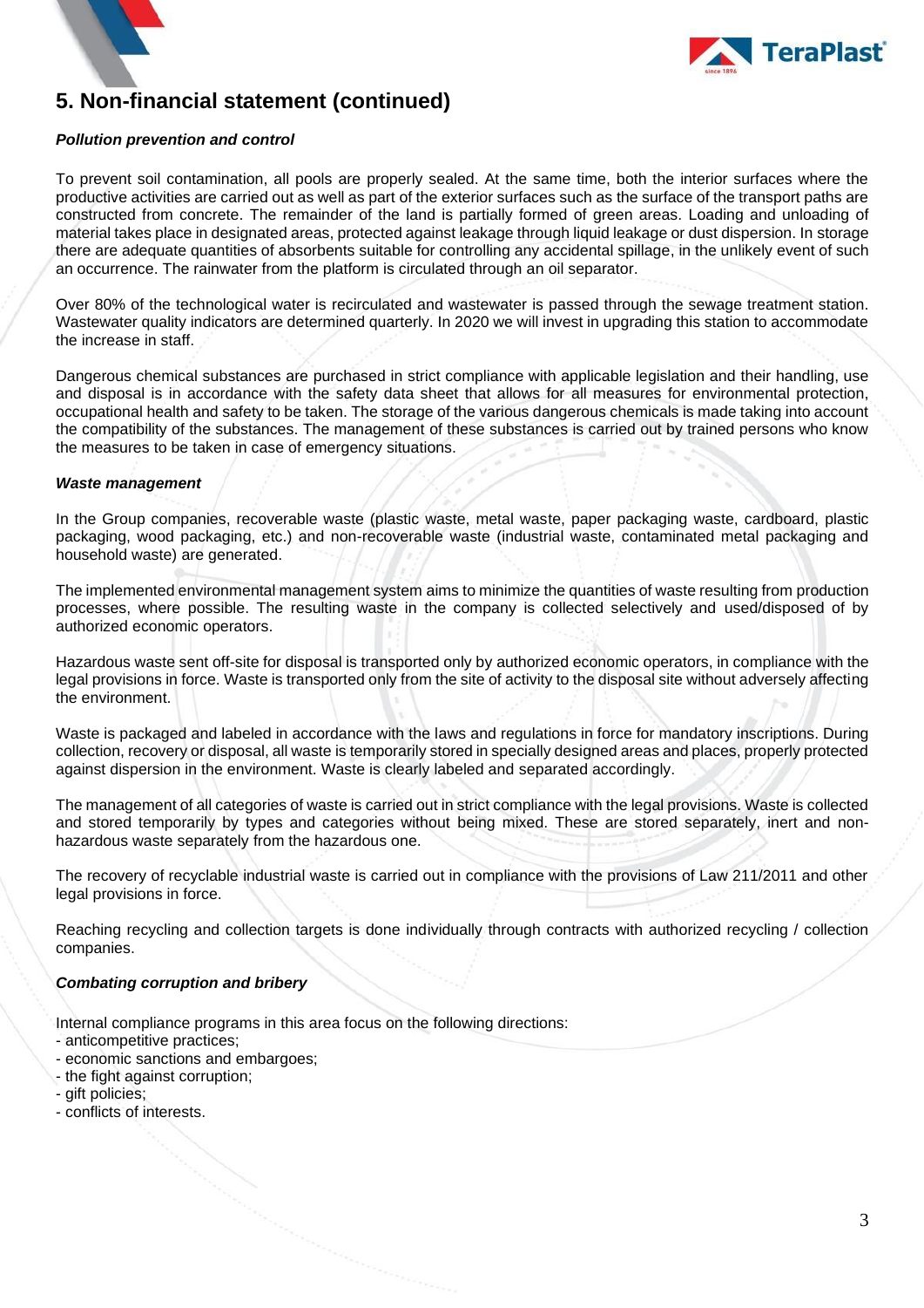## 5. Non-financial statement (continued)

***Pollution prevention and control***

To prevent soil contamination, all pools are properly sealed. At the same time, both the interior surfaces where the productive activities are carried out as well as part of the exterior surfaces such as the surface of the transport paths are constructed from concrete. The remainder of the land is partially formed of green areas. Loading and unloading of material takes place in designated areas, protected against leakage through liquid leakage or dust dispersion. In storage there are adequate quantities of absorbents suitable for controlling any accidental spillage, in the unlikely event of such an occurrence. The rainwater from the platform is circulated through an oil separator.

Over 80% of the technological water is recirculated and wastewater is passed through the sewage treatment station. Wastewater quality indicators are determined quarterly. In 2020 we will invest in upgrading this station to accommodate the increase in staff.

Dangerous chemical substances are purchased in strict compliance with applicable legislation and their handling, use and disposal is in accordance with the safety data sheet that allows for all measures for environmental protection, occupational health and safety to be taken. The storage of the various dangerous chemicals is made taking into account the compatibility of the substances. The management of these substances is carried out by trained persons who know the measures to be taken in case of emergency situations.

***Waste management***

In the Group companies, recoverable waste (plastic waste, metal waste, paper packaging waste, cardboard, plastic packaging, wood packaging, etc.) and non-recoverable waste (industrial waste, contaminated metal packaging and household waste) are generated.

The implemented environmental management system aims to minimize the quantities of waste resulting from production processes, where possible. The resulting waste in the company is collected selectively and used/disposed of by authorized economic operators.

Hazardous waste sent off-site for disposal is transported only by authorized economic operators, in compliance with the legal provisions in force. Waste is transported only from the site of activity to the disposal site without adversely affecting the environment.

Waste is packaged and labeled in accordance with the laws and regulations in force for mandatory inscriptions. During collection, recovery or disposal, all waste is temporarily stored in specially designed areas and places, properly protected against dispersion in the environment. Waste is clearly labeled and separated accordingly.

The management of all categories of waste is carried out in strict compliance with the legal provisions. Waste is collected and stored temporarily by types and categories without being mixed. These are stored separately, inert and non-hazardous waste separately from the hazardous one.

The recovery of recyclable industrial waste is carried out in compliance with the provisions of Law 211/2011 and other legal provisions in force.

Reaching recycling and collection targets is done individually through contracts with authorized recycling / collection companies.

***Combating corruption and bribery***

Internal compliance programs in this area focus on the following directions:
- anticompetitive practices;
- economic sanctions and embargoes;
- the fight against corruption;
- gift policies;
- conflicts of interests.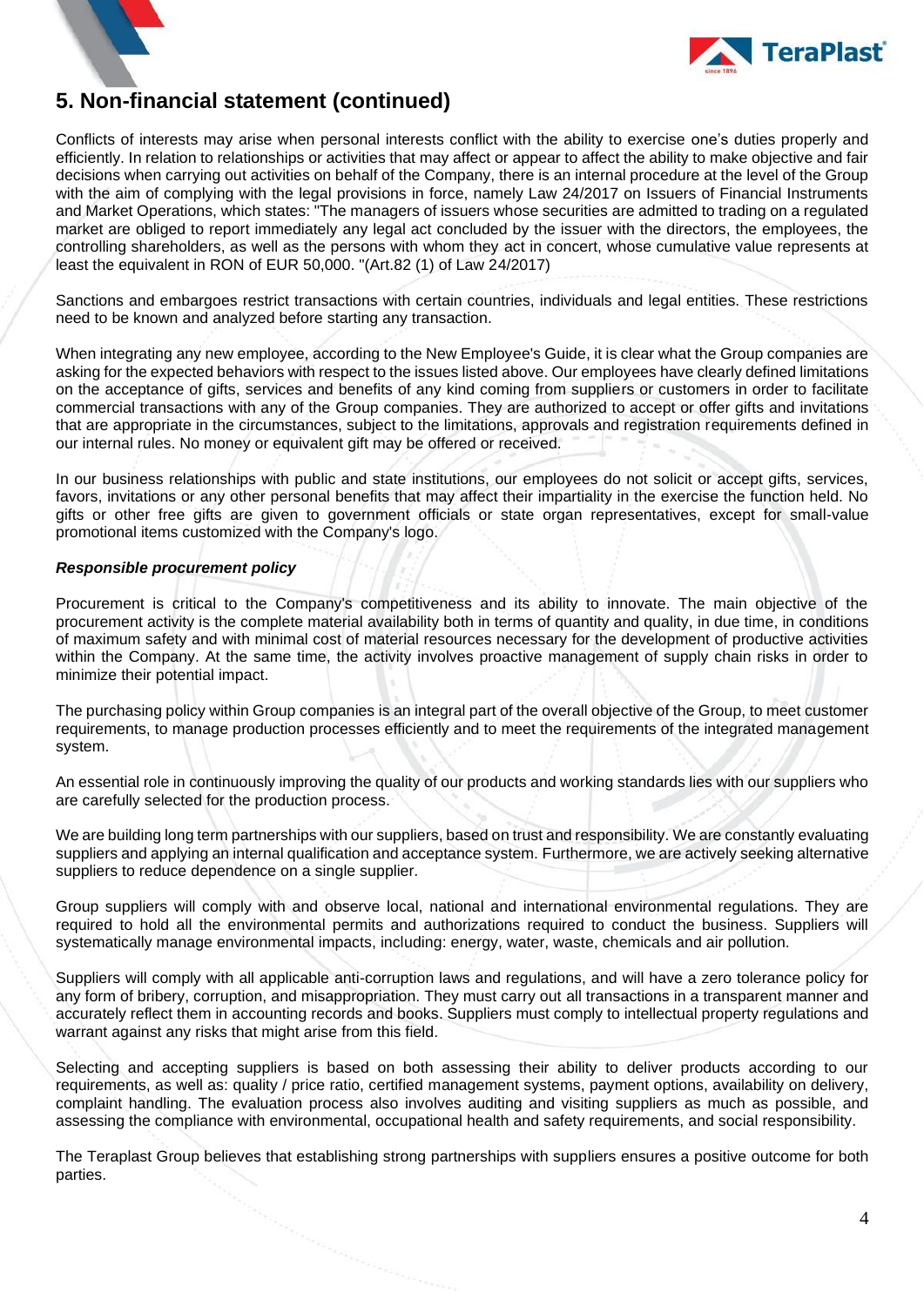## 5. Non-financial statement (continued)

Conflicts of interests may arise when personal interests conflict with the ability to exercise one's duties properly and efficiently. In relation to relationships or activities that may affect or appear to affect the ability to make objective and fair decisions when carrying out activities on behalf of the Company, there is an internal procedure at the level of the Group with the aim of complying with the legal provisions in force, namely Law 24/2017 on Issuers of Financial Instruments and Market Operations, which states: "The managers of issuers whose securities are admitted to trading on a regulated market are obliged to report immediately any legal act concluded by the issuer with the directors, the employees, the controlling shareholders, as well as the persons with whom they act in concert, whose cumulative value represents at least the equivalent in RON of EUR 50,000. "(Art.82 (1) of Law 24/2017)

Sanctions and embargoes restrict transactions with certain countries, individuals and legal entities. These restrictions need to be known and analyzed before starting any transaction.

When integrating any new employee, according to the New Employee's Guide, it is clear what the Group companies are asking for the expected behaviors with respect to the issues listed above. Our employees have clearly defined limitations on the acceptance of gifts, services and benefits of any kind coming from suppliers or customers in order to facilitate commercial transactions with any of the Group companies. They are authorized to accept or offer gifts and invitations that are appropriate in the circumstances, subject to the limitations, approvals and registration requirements defined in our internal rules. No money or equivalent gift may be offered or received.

In our business relationships with public and state institutions, our employees do not solicit or accept gifts, services, favors, invitations or any other personal benefits that may affect their impartiality in the exercise the function held. No gifts or other free gifts are given to government officials or state organ representatives, except for small-value promotional items customized with the Company's logo.

***Responsible procurement policy***

Procurement is critical to the Company's competitiveness and its ability to innovate. The main objective of the procurement activity is the complete material availability both in terms of quantity and quality, in due time, in conditions of maximum safety and with minimal cost of material resources necessary for the development of productive activities within the Company. At the same time, the activity involves proactive management of supply chain risks in order to minimize their potential impact.

The purchasing policy within Group companies is an integral part of the overall objective of the Group, to meet customer requirements, to manage production processes efficiently and to meet the requirements of the integrated management system.

An essential role in continuously improving the quality of our products and working standards lies with our suppliers who are carefully selected for the production process.

We are building long term partnerships with our suppliers, based on trust and responsibility. We are constantly evaluating suppliers and applying an internal qualification and acceptance system. Furthermore, we are actively seeking alternative suppliers to reduce dependence on a single supplier.

Group suppliers will comply with and observe local, national and international environmental regulations. They are required to hold all the environmental permits and authorizations required to conduct the business. Suppliers will systematically manage environmental impacts, including: energy, water, waste, chemicals and air pollution.

Suppliers will comply with all applicable anti-corruption laws and regulations, and will have a zero tolerance policy for any form of bribery, corruption, and misappropriation. They must carry out all transactions in a transparent manner and accurately reflect them in accounting records and books. Suppliers must comply to intellectual property regulations and warrant against any risks that might arise from this field.

Selecting and accepting suppliers is based on both assessing their ability to deliver products according to our requirements, as well as: quality / price ratio, certified management systems, payment options, availability on delivery, complaint handling. The evaluation process also involves auditing and visiting suppliers as much as possible, and assessing the compliance with environmental, occupational health and safety requirements, and social responsibility.

The Teraplast Group believes that establishing strong partnerships with suppliers ensures a positive outcome for both parties.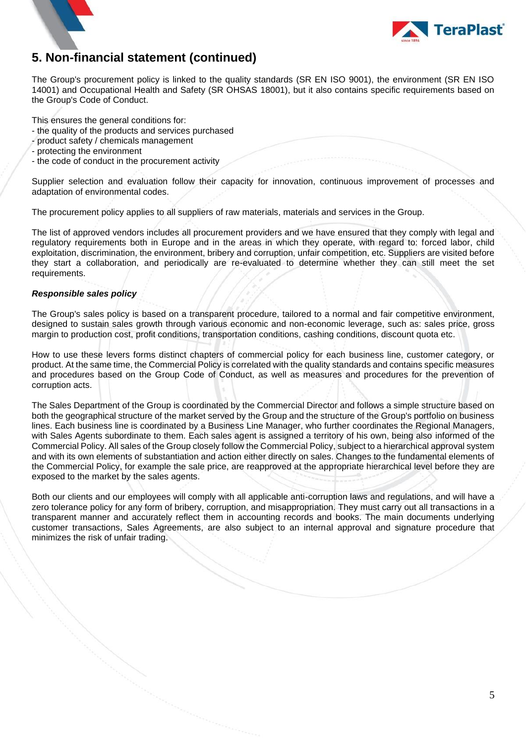## 5. Non-financial statement (continued)

The Group's procurement policy is linked to the quality standards (SR EN ISO 9001), the environment (SR EN ISO 14001) and Occupational Health and Safety (SR OHSAS 18001), but it also contains specific requirements based on the Group's Code of Conduct.

This ensures the general conditions for:
- the quality of the products and services purchased
- product safety / chemicals management
- protecting the environment
- the code of conduct in the procurement activity

Supplier selection and evaluation follow their capacity for innovation, continuous improvement of processes and adaptation of environmental codes.

The procurement policy applies to all suppliers of raw materials, materials and services in the Group.

The list of approved vendors includes all procurement providers and we have ensured that they comply with legal and regulatory requirements both in Europe and in the areas in which they operate, with regard to: forced labor, child exploitation, discrimination, the environment, bribery and corruption, unfair competition, etc. Suppliers are visited before they start a collaboration, and periodically are re-evaluated to determine whether they can still meet the set requirements.

***Responsible sales policy***

The Group's sales policy is based on a transparent procedure, tailored to a normal and fair competitive environment, designed to sustain sales growth through various economic and non-economic leverage, such as: sales price, gross margin to production cost, profit conditions, transportation conditions, cashing conditions, discount quota etc.

How to use these levers forms distinct chapters of commercial policy for each business line, customer category, or product. At the same time, the Commercial Policy is correlated with the quality standards and contains specific measures and procedures based on the Group Code of Conduct, as well as measures and procedures for the prevention of corruption acts.

The Sales Department of the Group is coordinated by the Commercial Director and follows a simple structure based on both the geographical structure of the market served by the Group and the structure of the Group's portfolio on business lines. Each business line is coordinated by a Business Line Manager, who further coordinates the Regional Managers, with Sales Agents subordinate to them. Each sales agent is assigned a territory of his own, being also informed of the Commercial Policy. All sales of the Group closely follow the Commercial Policy, subject to a hierarchical approval system and with its own elements of substantiation and action either directly on sales. Changes to the fundamental elements of the Commercial Policy, for example the sale price, are reapproved at the appropriate hierarchical level before they are exposed to the market by the sales agents.

Both our clients and our employees will comply with all applicable anti-corruption laws and regulations, and will have a zero tolerance policy for any form of bribery, corruption, and misappropriation. They must carry out all transactions in a transparent manner and accurately reflect them in accounting records and books. The main documents underlying customer transactions, Sales Agreements, are also subject to an internal approval and signature procedure that minimizes the risk of unfair trading.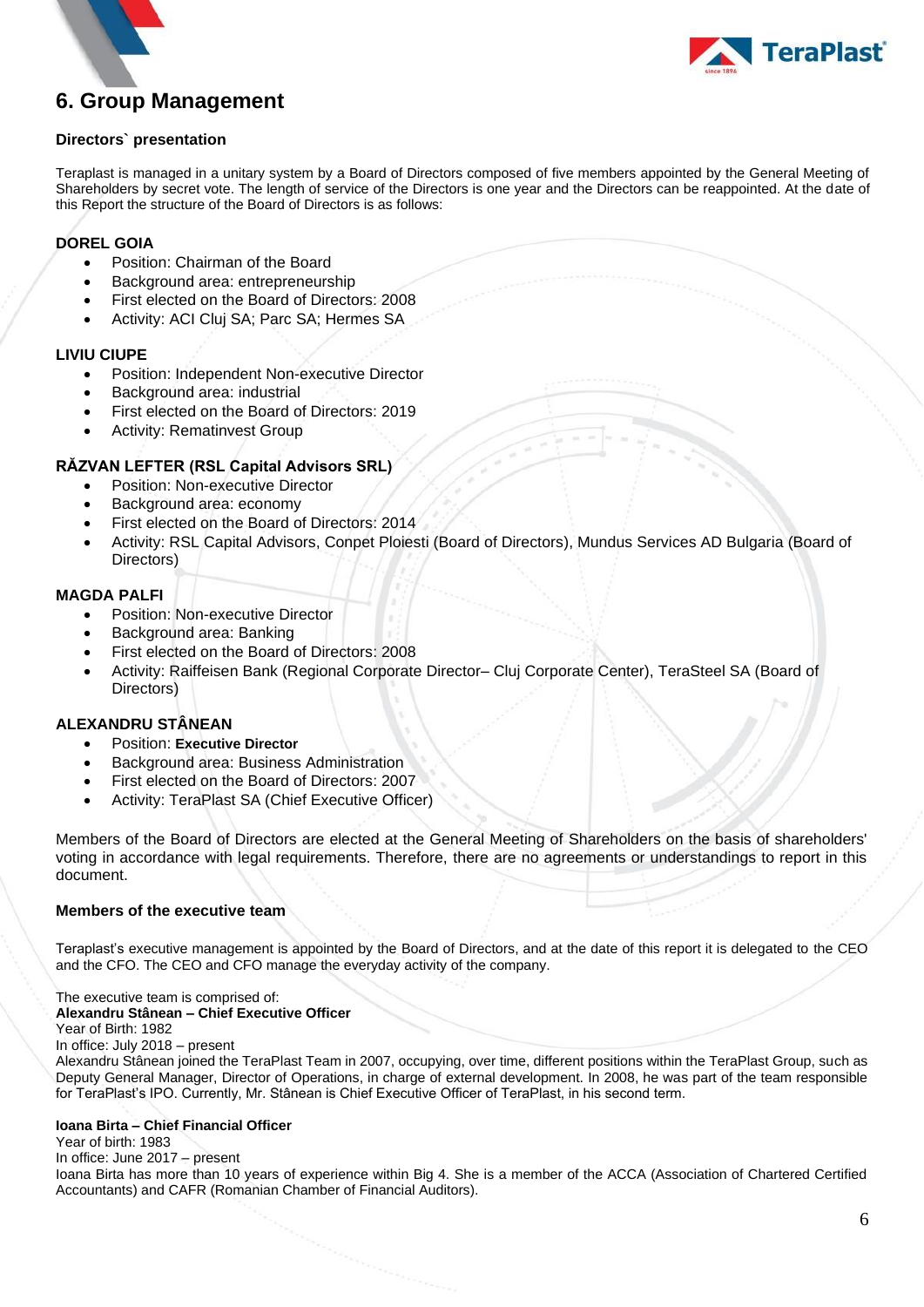## 6. Group Management

### Directors` presentation

Teraplast is managed in a unitary system by a Board of Directors composed of five members appointed by the General Meeting of Shareholders by secret vote. The length of service of the Directors is one year and the Directors can be reappointed. At the date of this Report the structure of the Board of Directors is as follows:

**DOREL GOIA**

- Position: Chairman of the Board
- Background area: entrepreneurship
- First elected on the Board of Directors: 2008
- Activity: ACI Cluj SA; Parc SA; Hermes SA

**LIVIU CIUPE**

- Position: Independent Non-executive Director
- Background area: industrial
- First elected on the Board of Directors: 2019
- Activity: Rematinvest Group

**RĂZVAN LEFTER (RSL Capital Advisors SRL)**

- Position: Non-executive Director
- Background area: economy
- First elected on the Board of Directors: 2014
- Activity: RSL Capital Advisors, Conpet Ploiesti (Board of Directors), Mundus Services AD Bulgaria (Board of Directors)

**MAGDA PALFI**

- Position: Non-executive Director
- Background area: Banking
- First elected on the Board of Directors: 2008
- Activity: Raiffeisen Bank (Regional Corporate Director– Cluj Corporate Center), TeraSteel SA (Board of Directors)

**ALEXANDRU STÂNEAN**

- Position: **Executive Director**
- Background area: Business Administration
- First elected on the Board of Directors: 2007
- Activity: TeraPlast SA (Chief Executive Officer)

Members of the Board of Directors are elected at the General Meeting of Shareholders on the basis of shareholders' voting in accordance with legal requirements. Therefore, there are no agreements or understandings to report in this document.

### Members of the executive team

Teraplast's executive management is appointed by the Board of Directors, and at the date of this report it is delegated to the CEO and the CFO. The CEO and CFO manage the everyday activity of the company.

The executive team is comprised of:
**Alexandru Stânean – Chief Executive Officer**
Year of Birth: 1982
In office: July 2018 – present
Alexandru Stânean joined the TeraPlast Team in 2007, occupying, over time, different positions within the TeraPlast Group, such as Deputy General Manager, Director of Operations, in charge of external development. In 2008, he was part of the team responsible for TeraPlast's IPO. Currently, Mr. Stânean is Chief Executive Officer of TeraPlast, in his second term.

**Ioana Birta – Chief Financial Officer**
Year of birth: 1983
In office: June 2017 – present
Ioana Birta has more than 10 years of experience within Big 4. She is a member of the ACCA (Association of Chartered Certified Accountants) and CAFR (Romanian Chamber of Financial Auditors).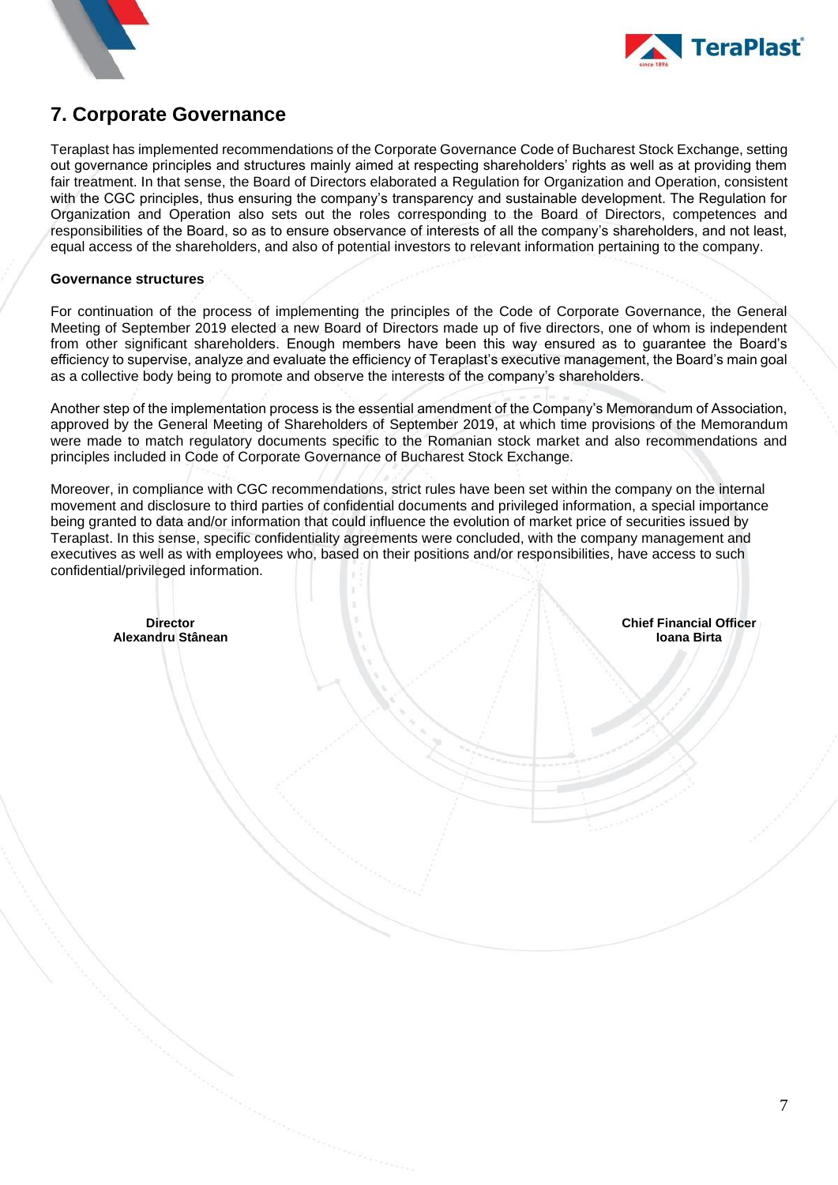## 7. Corporate Governance

Teraplast has implemented recommendations of the Corporate Governance Code of Bucharest Stock Exchange, setting out governance principles and structures mainly aimed at respecting shareholders' rights as well as at providing them fair treatment. In that sense, the Board of Directors elaborated a Regulation for Organization and Operation, consistent with the CGC principles, thus ensuring the company's transparency and sustainable development. The Regulation for Organization and Operation also sets out the roles corresponding to the Board of Directors, competences and responsibilities of the Board, so as to ensure observance of interests of all the company's shareholders, and not least, equal access of the shareholders, and also of potential investors to relevant information pertaining to the company.

**Governance structures**

For continuation of the process of implementing the principles of the Code of Corporate Governance, the General Meeting of September 2019 elected a new Board of Directors made up of five directors, one of whom is independent from other significant shareholders. Enough members have been this way ensured as to guarantee the Board's efficiency to supervise, analyze and evaluate the efficiency of Teraplast's executive management, the Board's main goal as a collective body being to promote and observe the interests of the company's shareholders.

Another step of the implementation process is the essential amendment of the Company's Memorandum of Association, approved by the General Meeting of Shareholders of September 2019, at which time provisions of the Memorandum were made to match regulatory documents specific to the Romanian stock market and also recommendations and principles included in Code of Corporate Governance of Bucharest Stock Exchange.

Moreover, in compliance with CGC recommendations, strict rules have been set within the company on the internal movement and disclosure to third parties of confidential documents and privileged information, a special importance being granted to data and/or information that could influence the evolution of market price of securities issued by Teraplast. In this sense, specific confidentiality agreements were concluded, with the company management and executives as well as with employees who, based on their positions and/or responsibilities, have access to such confidential/privileged information.

**Director**
**Alexandru Stânean**

**Chief Financial Officer**
**Ioana Birta**